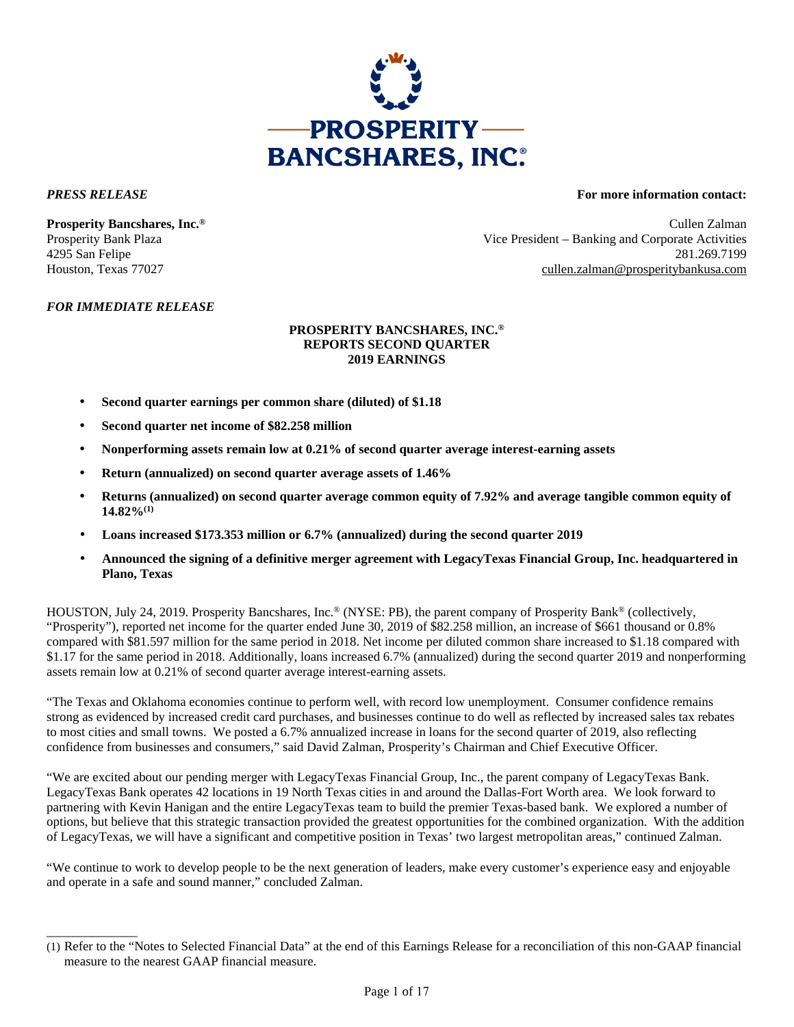**PROSPERITY BANCSHARES, INC.®**

*PRESS RELEASE*

**For more information contact:**

**Prosperity Bancshares, Inc.®**
Prosperity Bank Plaza
4295 San Felipe
Houston, Texas 77027

Cullen Zalman
Vice President – Banking and Corporate Activities
281.269.7199
cullen.zalman@prosperitybankusa.com

*FOR IMMEDIATE RELEASE*

# PROSPERITY BANCSHARES, INC.® REPORTS SECOND QUARTER 2019 EARNINGS

- **Second quarter earnings per common share (diluted) of $1.18**
- **Second quarter net income of $82.258 million**
- **Nonperforming assets remain low at 0.21% of second quarter average interest-earning assets**
- **Return (annualized) on second quarter average assets of 1.46%**
- **Returns (annualized) on second quarter average common equity of 7.92% and average tangible common equity of 14.82%[(1)]**
- **Loans increased $173.353 million or 6.7% (annualized) during the second quarter 2019**
- **Announced the signing of a definitive merger agreement with LegacyTexas Financial Group, Inc. headquartered in Plano, Texas**

HOUSTON, July 24, 2019. Prosperity Bancshares, Inc.® (NYSE: PB), the parent company of Prosperity Bank® (collectively, "Prosperity"), reported net income for the quarter ended June 30, 2019 of $82.258 million, an increase of $661 thousand or 0.8% compared with $81.597 million for the same period in 2018. Net income per diluted common share increased to $1.18 compared with $1.17 for the same period in 2018. Additionally, loans increased 6.7% (annualized) during the second quarter 2019 and nonperforming assets remain low at 0.21% of second quarter average interest-earning assets.

"The Texas and Oklahoma economies continue to perform well, with record low unemployment. Consumer confidence remains strong as evidenced by increased credit card purchases, and businesses continue to do well as reflected by increased sales tax rebates to most cities and small towns. We posted a 6.7% annualized increase in loans for the second quarter of 2019, also reflecting confidence from businesses and consumers," said David Zalman, Prosperity's Chairman and Chief Executive Officer.

"We are excited about our pending merger with LegacyTexas Financial Group, Inc., the parent company of LegacyTexas Bank. LegacyTexas Bank operates 42 locations in 19 North Texas cities in and around the Dallas-Fort Worth area. We look forward to partnering with Kevin Hanigan and the entire LegacyTexas team to build the premier Texas-based bank. We explored a number of options, but believe that this strategic transaction provided the greatest opportunities for the combined organization. With the addition of LegacyTexas, we will have a significant and competitive position in Texas' two largest metropolitan areas," continued Zalman.

"We continue to work to develop people to be the next generation of leaders, make every customer's experience easy and enjoyable and operate in a safe and sound manner," concluded Zalman.

---

(1) Refer to the "Notes to Selected Financial Data" at the end of this Earnings Release for a reconciliation of this non-GAAP financial measure to the nearest GAAP financial measure.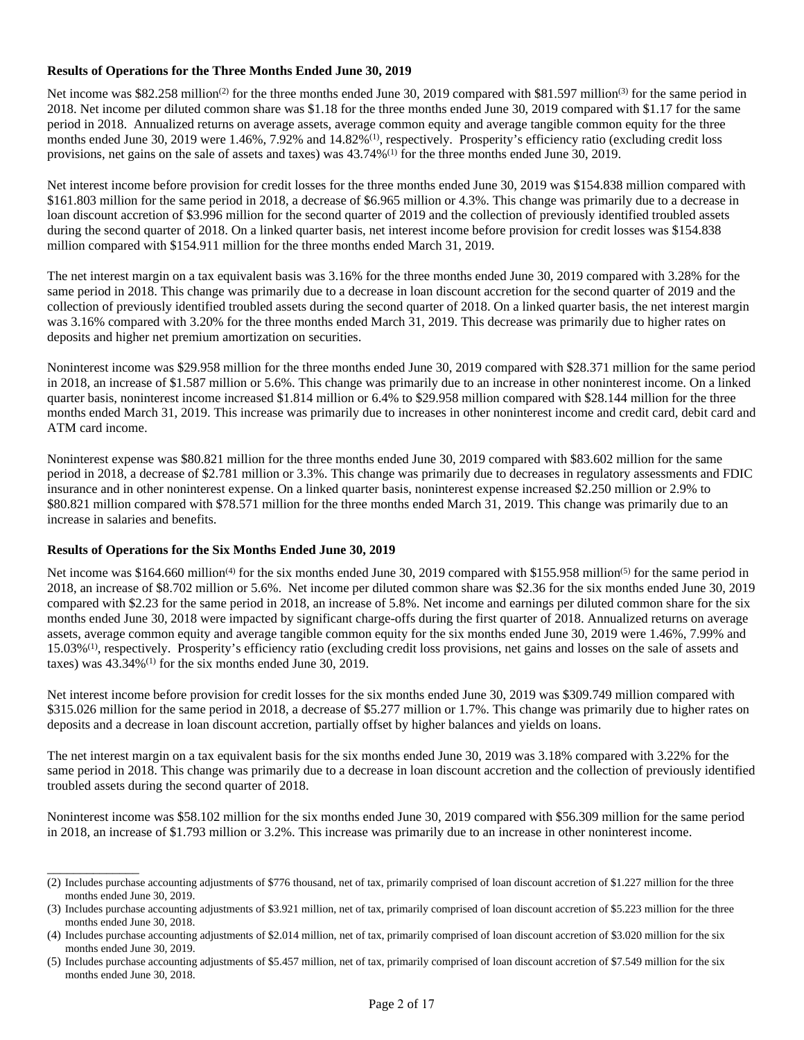**Results of Operations for the Three Months Ended June 30, 2019**

Net income was $82.258 million[(2)] for the three months ended June 30, 2019 compared with $81.597 million[(3)] for the same period in 2018. Net income per diluted common share was $1.18 for the three months ended June 30, 2019 compared with $1.17 for the same period in 2018. Annualized returns on average assets, average common equity and average tangible common equity for the three months ended June 30, 2019 were 1.46%, 7.92% and 14.82%[(1)], respectively. Prosperity's efficiency ratio (excluding credit loss provisions, net gains on the sale of assets and taxes) was 43.74%[(1)] for the three months ended June 30, 2019.

Net interest income before provision for credit losses for the three months ended June 30, 2019 was $154.838 million compared with $161.803 million for the same period in 2018, a decrease of $6.965 million or 4.3%. This change was primarily due to a decrease in loan discount accretion of $3.996 million for the second quarter of 2019 and the collection of previously identified troubled assets during the second quarter of 2018. On a linked quarter basis, net interest income before provision for credit losses was $154.838 million compared with $154.911 million for the three months ended March 31, 2019.

The net interest margin on a tax equivalent basis was 3.16% for the three months ended June 30, 2019 compared with 3.28% for the same period in 2018. This change was primarily due to a decrease in loan discount accretion for the second quarter of 2019 and the collection of previously identified troubled assets during the second quarter of 2018. On a linked quarter basis, the net interest margin was 3.16% compared with 3.20% for the three months ended March 31, 2019. This decrease was primarily due to higher rates on deposits and higher net premium amortization on securities.

Noninterest income was $29.958 million for the three months ended June 30, 2019 compared with $28.371 million for the same period in 2018, an increase of $1.587 million or 5.6%. This change was primarily due to an increase in other noninterest income. On a linked quarter basis, noninterest income increased $1.814 million or 6.4% to $29.958 million compared with $28.144 million for the three months ended March 31, 2019. This increase was primarily due to increases in other noninterest income and credit card, debit card and ATM card income.

Noninterest expense was $80.821 million for the three months ended June 30, 2019 compared with $83.602 million for the same period in 2018, a decrease of $2.781 million or 3.3%. This change was primarily due to decreases in regulatory assessments and FDIC insurance and in other noninterest expense. On a linked quarter basis, noninterest expense increased $2.250 million or 2.9% to $80.821 million compared with $78.571 million for the three months ended March 31, 2019. This change was primarily due to an increase in salaries and benefits.

**Results of Operations for the Six Months Ended June 30, 2019**

Net income was $164.660 million[(4)] for the six months ended June 30, 2019 compared with $155.958 million[(5)] for the same period in 2018, an increase of $8.702 million or 5.6%. Net income per diluted common share was $2.36 for the six months ended June 30, 2019 compared with $2.23 for the same period in 2018, an increase of 5.8%. Net income and earnings per diluted common share for the six months ended June 30, 2018 were impacted by significant charge-offs during the first quarter of 2018. Annualized returns on average assets, average common equity and average tangible common equity for the six months ended June 30, 2019 were 1.46%, 7.99% and 15.03%[(1)], respectively. Prosperity's efficiency ratio (excluding credit loss provisions, net gains and losses on the sale of assets and taxes) was 43.34%[(1)] for the six months ended June 30, 2019.

Net interest income before provision for credit losses for the six months ended June 30, 2019 was $309.749 million compared with $315.026 million for the same period in 2018, a decrease of $5.277 million or 1.7%. This change was primarily due to higher rates on deposits and a decrease in loan discount accretion, partially offset by higher balances and yields on loans.

The net interest margin on a tax equivalent basis for the six months ended June 30, 2019 was 3.18% compared with 3.22% for the same period in 2018. This change was primarily due to a decrease in loan discount accretion and the collection of previously identified troubled assets during the second quarter of 2018.

Noninterest income was $58.102 million for the six months ended June 30, 2019 compared with $56.309 million for the same period in 2018, an increase of $1.793 million or 3.2%. This increase was primarily due to an increase in other noninterest income.

---

(2) Includes purchase accounting adjustments of $776 thousand, net of tax, primarily comprised of loan discount accretion of $1.227 million for the three months ended June 30, 2019.

(3) Includes purchase accounting adjustments of $3.921 million, net of tax, primarily comprised of loan discount accretion of $5.223 million for the three months ended June 30, 2018.

(4) Includes purchase accounting adjustments of $2.014 million, net of tax, primarily comprised of loan discount accretion of $3.020 million for the six months ended June 30, 2019.

(5) Includes purchase accounting adjustments of $5.457 million, net of tax, primarily comprised of loan discount accretion of $7.549 million for the six months ended June 30, 2018.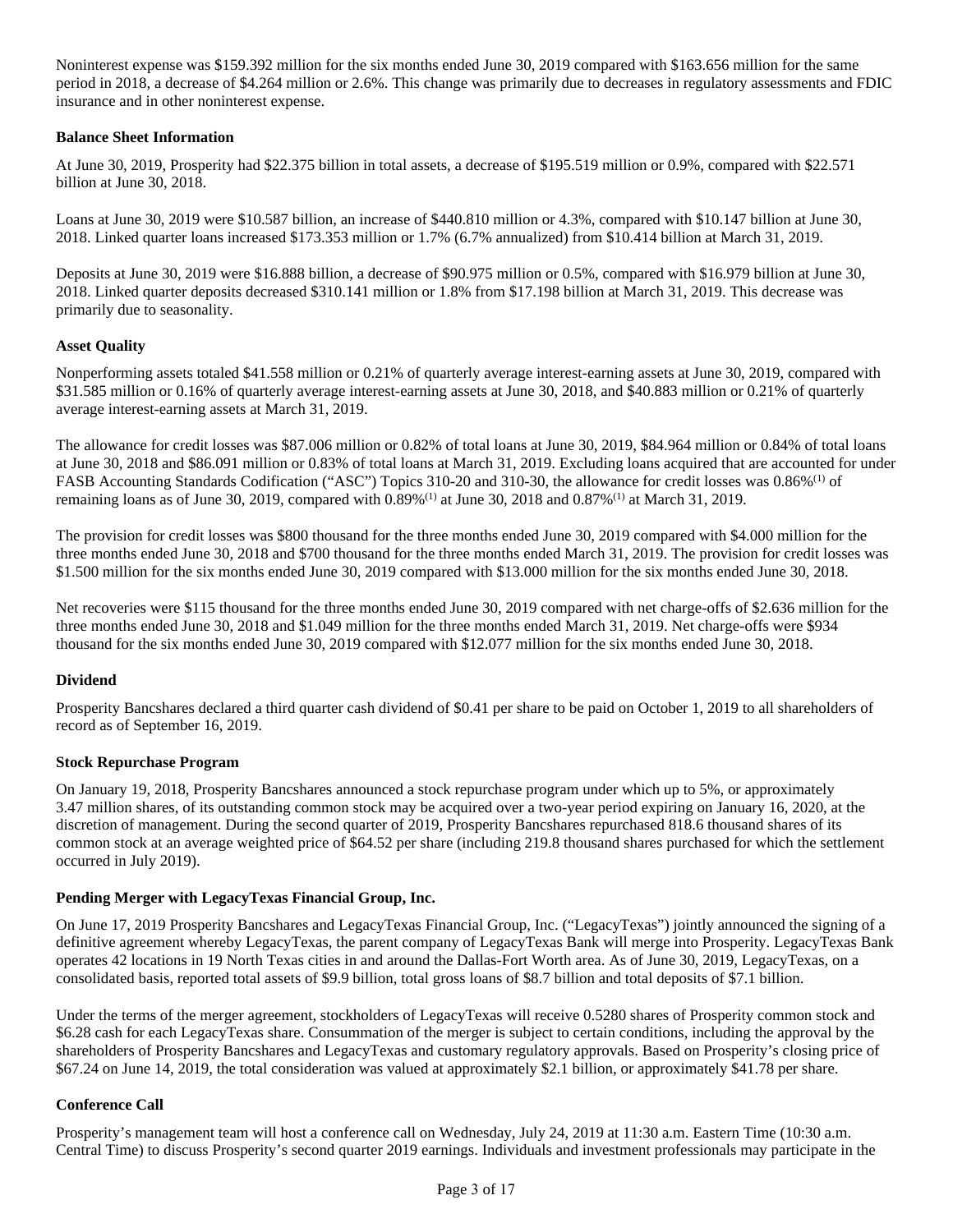Noninterest expense was $159.392 million for the six months ended June 30, 2019 compared with $163.656 million for the same period in 2018, a decrease of $4.264 million or 2.6%. This change was primarily due to decreases in regulatory assessments and FDIC insurance and in other noninterest expense.

**Balance Sheet Information**

At June 30, 2019, Prosperity had $22.375 billion in total assets, a decrease of $195.519 million or 0.9%, compared with $22.571 billion at June 30, 2018.

Loans at June 30, 2019 were $10.587 billion, an increase of $440.810 million or 4.3%, compared with $10.147 billion at June 30, 2018. Linked quarter loans increased $173.353 million or 1.7% (6.7% annualized) from $10.414 billion at March 31, 2019.

Deposits at June 30, 2019 were $16.888 billion, a decrease of $90.975 million or 0.5%, compared with $16.979 billion at June 30, 2018. Linked quarter deposits decreased $310.141 million or 1.8% from $17.198 billion at March 31, 2019. This decrease was primarily due to seasonality.

**Asset Quality**

Nonperforming assets totaled $41.558 million or 0.21% of quarterly average interest-earning assets at June 30, 2019, compared with $31.585 million or 0.16% of quarterly average interest-earning assets at June 30, 2018, and $40.883 million or 0.21% of quarterly average interest-earning assets at March 31, 2019.

The allowance for credit losses was $87.006 million or 0.82% of total loans at June 30, 2019, $84.964 million or 0.84% of total loans at June 30, 2018 and $86.091 million or 0.83% of total loans at March 31, 2019. Excluding loans acquired that are accounted for under FASB Accounting Standards Codification ("ASC") Topics 310-20 and 310-30, the allowance for credit losses was 0.86%[(1)] of remaining loans as of June 30, 2019, compared with 0.89%[(1)] at June 30, 2018 and 0.87%[(1)] at March 31, 2019.

The provision for credit losses was $800 thousand for the three months ended June 30, 2019 compared with $4.000 million for the three months ended June 30, 2018 and $700 thousand for the three months ended March 31, 2019. The provision for credit losses was $1.500 million for the six months ended June 30, 2019 compared with $13.000 million for the six months ended June 30, 2018.

Net recoveries were $115 thousand for the three months ended June 30, 2019 compared with net charge-offs of $2.636 million for the three months ended June 30, 2018 and $1.049 million for the three months ended March 31, 2019. Net charge-offs were $934 thousand for the six months ended June 30, 2019 compared with $12.077 million for the six months ended June 30, 2018.

**Dividend**

Prosperity Bancshares declared a third quarter cash dividend of $0.41 per share to be paid on October 1, 2019 to all shareholders of record as of September 16, 2019.

**Stock Repurchase Program**

On January 19, 2018, Prosperity Bancshares announced a stock repurchase program under which up to 5%, or approximately 3.47 million shares, of its outstanding common stock may be acquired over a two-year period expiring on January 16, 2020, at the discretion of management. During the second quarter of 2019, Prosperity Bancshares repurchased 818.6 thousand shares of its common stock at an average weighted price of $64.52 per share (including 219.8 thousand shares purchased for which the settlement occurred in July 2019).

**Pending Merger with LegacyTexas Financial Group, Inc.**

On June 17, 2019 Prosperity Bancshares and LegacyTexas Financial Group, Inc. ("LegacyTexas") jointly announced the signing of a definitive agreement whereby LegacyTexas, the parent company of LegacyTexas Bank will merge into Prosperity. LegacyTexas Bank operates 42 locations in 19 North Texas cities in and around the Dallas-Fort Worth area. As of June 30, 2019, LegacyTexas, on a consolidated basis, reported total assets of $9.9 billion, total gross loans of $8.7 billion and total deposits of $7.1 billion.

Under the terms of the merger agreement, stockholders of LegacyTexas will receive 0.5280 shares of Prosperity common stock and $6.28 cash for each LegacyTexas share. Consummation of the merger is subject to certain conditions, including the approval by the shareholders of Prosperity Bancshares and LegacyTexas and customary regulatory approvals. Based on Prosperity's closing price of $67.24 on June 14, 2019, the total consideration was valued at approximately $2.1 billion, or approximately $41.78 per share.

**Conference Call**

Prosperity's management team will host a conference call on Wednesday, July 24, 2019 at 11:30 a.m. Eastern Time (10:30 a.m. Central Time) to discuss Prosperity's second quarter 2019 earnings. Individuals and investment professionals may participate in the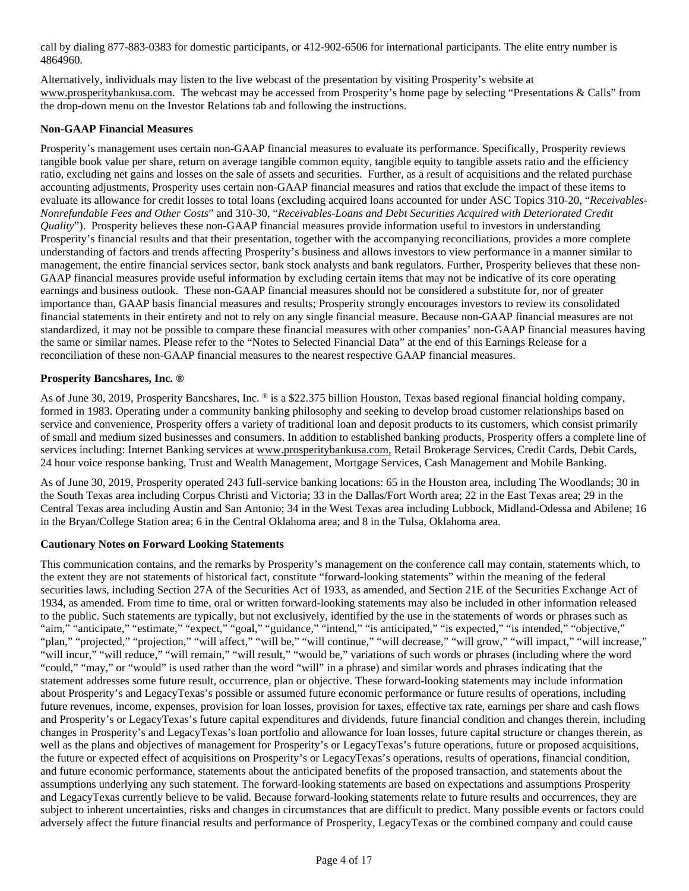call by dialing 877-883-0383 for domestic participants, or 412-902-6506 for international participants. The elite entry number is 4864960.

Alternatively, individuals may listen to the live webcast of the presentation by visiting Prosperity's website at www.prosperitybankusa.com. The webcast may be accessed from Prosperity's home page by selecting "Presentations & Calls" from the drop-down menu on the Investor Relations tab and following the instructions.

**Non-GAAP Financial Measures**

Prosperity's management uses certain non-GAAP financial measures to evaluate its performance. Specifically, Prosperity reviews tangible book value per share, return on average tangible common equity, tangible equity to tangible assets ratio and the efficiency ratio, excluding net gains and losses on the sale of assets and securities. Further, as a result of acquisitions and the related purchase accounting adjustments, Prosperity uses certain non-GAAP financial measures and ratios that exclude the impact of these items to evaluate its allowance for credit losses to total loans (excluding acquired loans accounted for under ASC Topics 310-20, "*Receivables-Nonrefundable Fees and Other Costs*" and 310-30, "*Receivables-Loans and Debt Securities Acquired with Deteriorated Credit Quality*"). Prosperity believes these non-GAAP financial measures provide information useful to investors in understanding Prosperity's financial results and that their presentation, together with the accompanying reconciliations, provides a more complete understanding of factors and trends affecting Prosperity's business and allows investors to view performance in a manner similar to management, the entire financial services sector, bank stock analysts and bank regulators. Further, Prosperity believes that these non-GAAP financial measures provide useful information by excluding certain items that may not be indicative of its core operating earnings and business outlook. These non-GAAP financial measures should not be considered a substitute for, nor of greater importance than, GAAP basis financial measures and results; Prosperity strongly encourages investors to review its consolidated financial statements in their entirety and not to rely on any single financial measure. Because non-GAAP financial measures are not standardized, it may not be possible to compare these financial measures with other companies' non-GAAP financial measures having the same or similar names. Please refer to the "Notes to Selected Financial Data" at the end of this Earnings Release for a reconciliation of these non-GAAP financial measures to the nearest respective GAAP financial measures.

**Prosperity Bancshares, Inc. ®**

As of June 30, 2019, Prosperity Bancshares, Inc. ® is a $22.375 billion Houston, Texas based regional financial holding company, formed in 1983. Operating under a community banking philosophy and seeking to develop broad customer relationships based on service and convenience, Prosperity offers a variety of traditional loan and deposit products to its customers, which consist primarily of small and medium sized businesses and consumers. In addition to established banking products, Prosperity offers a complete line of services including: Internet Banking services at www.prosperitybankusa.com, Retail Brokerage Services, Credit Cards, Debit Cards, 24 hour voice response banking, Trust and Wealth Management, Mortgage Services, Cash Management and Mobile Banking.

As of June 30, 2019, Prosperity operated 243 full-service banking locations: 65 in the Houston area, including The Woodlands; 30 in the South Texas area including Corpus Christi and Victoria; 33 in the Dallas/Fort Worth area; 22 in the East Texas area; 29 in the Central Texas area including Austin and San Antonio; 34 in the West Texas area including Lubbock, Midland-Odessa and Abilene; 16 in the Bryan/College Station area; 6 in the Central Oklahoma area; and 8 in the Tulsa, Oklahoma area.

**Cautionary Notes on Forward Looking Statements**

This communication contains, and the remarks by Prosperity's management on the conference call may contain, statements which, to the extent they are not statements of historical fact, constitute "forward-looking statements" within the meaning of the federal securities laws, including Section 27A of the Securities Act of 1933, as amended, and Section 21E of the Securities Exchange Act of 1934, as amended. From time to time, oral or written forward-looking statements may also be included in other information released to the public. Such statements are typically, but not exclusively, identified by the use in the statements of words or phrases such as "aim," "anticipate," "estimate," "expect," "goal," "guidance," "intend," "is anticipated," "is expected," "is intended," "objective," "plan," "projected," "projection," "will affect," "will be," "will continue," "will decrease," "will grow," "will impact," "will increase," "will incur," "will reduce," "will remain," "will result," "would be," variations of such words or phrases (including where the word "could," "may," or "would" is used rather than the word "will" in a phrase) and similar words and phrases indicating that the statement addresses some future result, occurrence, plan or objective. These forward-looking statements may include information about Prosperity's and LegacyTexas's possible or assumed future economic performance or future results of operations, including future revenues, income, expenses, provision for loan losses, provision for taxes, effective tax rate, earnings per share and cash flows and Prosperity's or LegacyTexas's future capital expenditures and dividends, future financial condition and changes therein, including changes in Prosperity's and LegacyTexas's loan portfolio and allowance for loan losses, future capital structure or changes therein, as well as the plans and objectives of management for Prosperity's or LegacyTexas's future operations, future or proposed acquisitions, the future or expected effect of acquisitions on Prosperity's or LegacyTexas's operations, results of operations, financial condition, and future economic performance, statements about the anticipated benefits of the proposed transaction, and statements about the assumptions underlying any such statement. The forward-looking statements are based on expectations and assumptions Prosperity and LegacyTexas currently believe to be valid. Because forward-looking statements relate to future results and occurrences, they are subject to inherent uncertainties, risks and changes in circumstances that are difficult to predict. Many possible events or factors could adversely affect the future financial results and performance of Prosperity, LegacyTexas or the combined company and could cause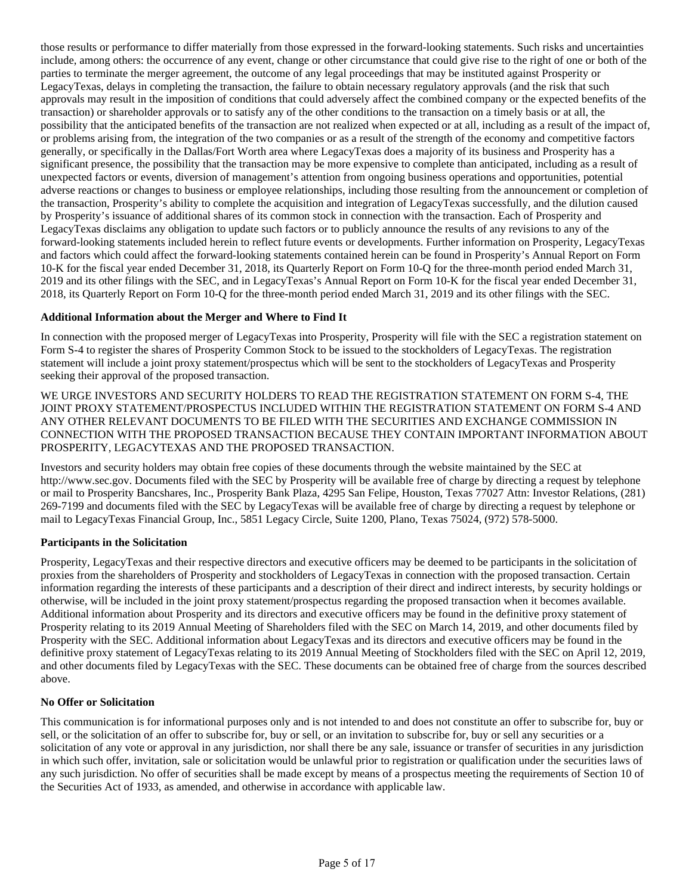those results or performance to differ materially from those expressed in the forward-looking statements. Such risks and uncertainties include, among others: the occurrence of any event, change or other circumstance that could give rise to the right of one or both of the parties to terminate the merger agreement, the outcome of any legal proceedings that may be instituted against Prosperity or LegacyTexas, delays in completing the transaction, the failure to obtain necessary regulatory approvals (and the risk that such approvals may result in the imposition of conditions that could adversely affect the combined company or the expected benefits of the transaction) or shareholder approvals or to satisfy any of the other conditions to the transaction on a timely basis or at all, the possibility that the anticipated benefits of the transaction are not realized when expected or at all, including as a result of the impact of, or problems arising from, the integration of the two companies or as a result of the strength of the economy and competitive factors generally, or specifically in the Dallas/Fort Worth area where LegacyTexas does a majority of its business and Prosperity has a significant presence, the possibility that the transaction may be more expensive to complete than anticipated, including as a result of unexpected factors or events, diversion of management's attention from ongoing business operations and opportunities, potential adverse reactions or changes to business or employee relationships, including those resulting from the announcement or completion of the transaction, Prosperity's ability to complete the acquisition and integration of LegacyTexas successfully, and the dilution caused by Prosperity's issuance of additional shares of its common stock in connection with the transaction. Each of Prosperity and LegacyTexas disclaims any obligation to update such factors or to publicly announce the results of any revisions to any of the forward-looking statements included herein to reflect future events or developments. Further information on Prosperity, LegacyTexas and factors which could affect the forward-looking statements contained herein can be found in Prosperity's Annual Report on Form 10-K for the fiscal year ended December 31, 2018, its Quarterly Report on Form 10-Q for the three-month period ended March 31, 2019 and its other filings with the SEC, and in LegacyTexas's Annual Report on Form 10-K for the fiscal year ended December 31, 2018, its Quarterly Report on Form 10-Q for the three-month period ended March 31, 2019 and its other filings with the SEC.

**Additional Information about the Merger and Where to Find It**

In connection with the proposed merger of LegacyTexas into Prosperity, Prosperity will file with the SEC a registration statement on Form S-4 to register the shares of Prosperity Common Stock to be issued to the stockholders of LegacyTexas. The registration statement will include a joint proxy statement/prospectus which will be sent to the stockholders of LegacyTexas and Prosperity seeking their approval of the proposed transaction.

WE URGE INVESTORS AND SECURITY HOLDERS TO READ THE REGISTRATION STATEMENT ON FORM S-4, THE JOINT PROXY STATEMENT/PROSPECTUS INCLUDED WITHIN THE REGISTRATION STATEMENT ON FORM S-4 AND ANY OTHER RELEVANT DOCUMENTS TO BE FILED WITH THE SECURITIES AND EXCHANGE COMMISSION IN CONNECTION WITH THE PROPOSED TRANSACTION BECAUSE THEY CONTAIN IMPORTANT INFORMATION ABOUT PROSPERITY, LEGACYTEXAS AND THE PROPOSED TRANSACTION.

Investors and security holders may obtain free copies of these documents through the website maintained by the SEC at http://www.sec.gov. Documents filed with the SEC by Prosperity will be available free of charge by directing a request by telephone or mail to Prosperity Bancshares, Inc., Prosperity Bank Plaza, 4295 San Felipe, Houston, Texas 77027 Attn: Investor Relations, (281) 269-7199 and documents filed with the SEC by LegacyTexas will be available free of charge by directing a request by telephone or mail to LegacyTexas Financial Group, Inc., 5851 Legacy Circle, Suite 1200, Plano, Texas 75024, (972) 578-5000.

**Participants in the Solicitation**

Prosperity, LegacyTexas and their respective directors and executive officers may be deemed to be participants in the solicitation of proxies from the shareholders of Prosperity and stockholders of LegacyTexas in connection with the proposed transaction. Certain information regarding the interests of these participants and a description of their direct and indirect interests, by security holdings or otherwise, will be included in the joint proxy statement/prospectus regarding the proposed transaction when it becomes available. Additional information about Prosperity and its directors and executive officers may be found in the definitive proxy statement of Prosperity relating to its 2019 Annual Meeting of Shareholders filed with the SEC on March 14, 2019, and other documents filed by Prosperity with the SEC. Additional information about LegacyTexas and its directors and executive officers may be found in the definitive proxy statement of LegacyTexas relating to its 2019 Annual Meeting of Stockholders filed with the SEC on April 12, 2019, and other documents filed by LegacyTexas with the SEC. These documents can be obtained free of charge from the sources described above.

**No Offer or Solicitation**

This communication is for informational purposes only and is not intended to and does not constitute an offer to subscribe for, buy or sell, or the solicitation of an offer to subscribe for, buy or sell, or an invitation to subscribe for, buy or sell any securities or a solicitation of any vote or approval in any jurisdiction, nor shall there be any sale, issuance or transfer of securities in any jurisdiction in which such offer, invitation, sale or solicitation would be unlawful prior to registration or qualification under the securities laws of any such jurisdiction. No offer of securities shall be made except by means of a prospectus meeting the requirements of Section 10 of the Securities Act of 1933, as amended, and otherwise in accordance with applicable law.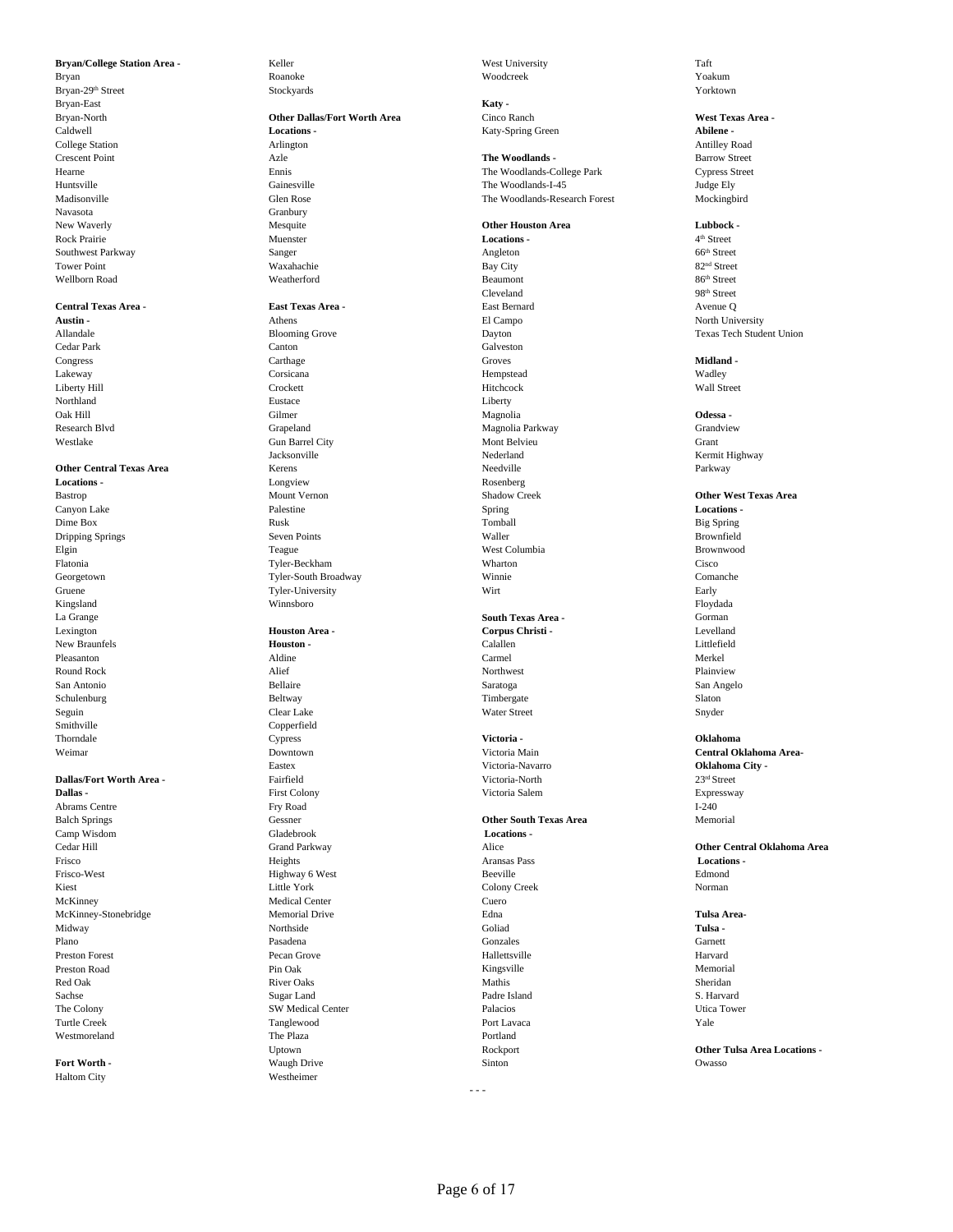**Bryan/College Station Area -**
Bryan
Bryan-29th Street
Bryan-East
Bryan-North
Caldwell
College Station
Crescent Point
Hearne
Huntsville
Madisonville
Navasota
New Waverly
Rock Prairie
Southwest Parkway
Tower Point
Wellborn Road

**Central Texas Area -**
**Austin -**
Allandale
Cedar Park
Congress
Lakeway
Liberty Hill
Northland
Oak Hill
Research Blvd
Westlake

**Other Central Texas Area Locations -**
Bastrop
Canyon Lake
Dime Box
Dripping Springs
Elgin
Flatonia
Georgetown
Gruene
Kingsland
La Grange
Lexington
New Braunfels
Pleasanton
Round Rock
San Antonio
Schulenburg
Seguin
Smithville
Thorndale
Weimar

**Dallas/Fort Worth Area -**
**Dallas -**
Abrams Centre
Balch Springs
Camp Wisdom
Cedar Hill
Frisco
Frisco-West
Kiest
McKinney
McKinney-Stonebridge
Midway
Plano
Preston Forest
Preston Road
Red Oak
Sachse
The Colony
Turtle Creek
Westmoreland

**Fort Worth -**
Haltom City
Keller
Roanoke
Stockyards

**Other Dallas/Fort Worth Area Locations -**
Arlington
Azle
Ennis
Gainesville
Glen Rose
Granbury
Mesquite
Muenster
Sanger
Waxahachie
Weatherford

**East Texas Area -**
Athens
Blooming Grove
Canton
Carthage
Corsicana
Crockett
Eustace
Gilmer
Grapeland
Gun Barrel City
Jacksonville
Kerens
Longview
Mount Vernon
Palestine
Rusk
Seven Points
Teague
Tyler-Beckham
Tyler-South Broadway
Tyler-University
Winnsboro

**Houston Area -**
**Houston -**
Aldine
Alief
Bellaire
Beltway
Clear Lake
Copperfield
Cypress
Downtown
Eastex
Fairfield
First Colony
Fry Road
Gessner
Gladebrook
Grand Parkway
Heights
Highway 6 West
Little York
Medical Center
Memorial Drive
Northside
Pasadena
Pecan Grove
Pin Oak
River Oaks
Sugar Land
SW Medical Center
Tanglewood
The Plaza
Uptown
Waugh Drive
Westheimer
West University
Woodcreek

**Katy -**
Cinco Ranch
Katy-Spring Green

**The Woodlands -**
The Woodlands-College Park
The Woodlands-I-45
The Woodlands-Research Forest

**Other Houston Area Locations -**
Angleton
Bay City
Beaumont
Cleveland
East Bernard
El Campo
Dayton
Galveston
Groves
Hempstead
Hitchcock
Liberty
Magnolia
Magnolia Parkway
Mont Belvieu
Nederland
Needville
Rosenberg
Shadow Creek
Spring
Tomball
Waller
West Columbia
Wharton
Winnie
Wirt

**South Texas Area -**
**Corpus Christi -**
Calallen
Carmel
Northwest
Saratoga
Timbergate
Water Street

**Victoria -**
Victoria Main
Victoria-Navarro
Victoria-North
Victoria Salem

**Other South Texas Area Locations -**
Alice
Aransas Pass
Beeville
Colony Creek
Cuero
Edna
Goliad
Gonzales
Hallettsville
Kingsville
Mathis
Padre Island
Palacios
Port Lavaca
Portland
Rockport
Sinton
Taft
Yoakum
Yorktown

**West Texas Area -**
**Abilene -**
Antilley Road
Barrow Street
Cypress Street
Judge Ely
Mockingbird

**Lubbock -**
4th Street
66th Street
82nd Street
86th Street
98th Street
Avenue Q
North University
Texas Tech Student Union

**Midland -**
Wadley
Wall Street

**Odessa -**
Grandview
Grant
Kermit Highway
Parkway

**Other West Texas Area Locations -**
Big Spring
Brownfield
Brownwood
Cisco
Comanche
Early
Floydada
Gorman
Levelland
Littlefield
Merkel
Plainview
San Angelo
Slaton
Snyder

**Oklahoma**
**Central Oklahoma Area-**
**Oklahoma City -**
23rd Street
Expressway
I-240
Memorial

**Other Central Oklahoma Area Locations -**
Edmond
Norman

**Tulsa Area-**
**Tulsa -**
Garnett
Harvard
Memorial
Sheridan
S. Harvard
Utica Tower
Yale

**Other Tulsa Area Locations -**
Owasso

- - -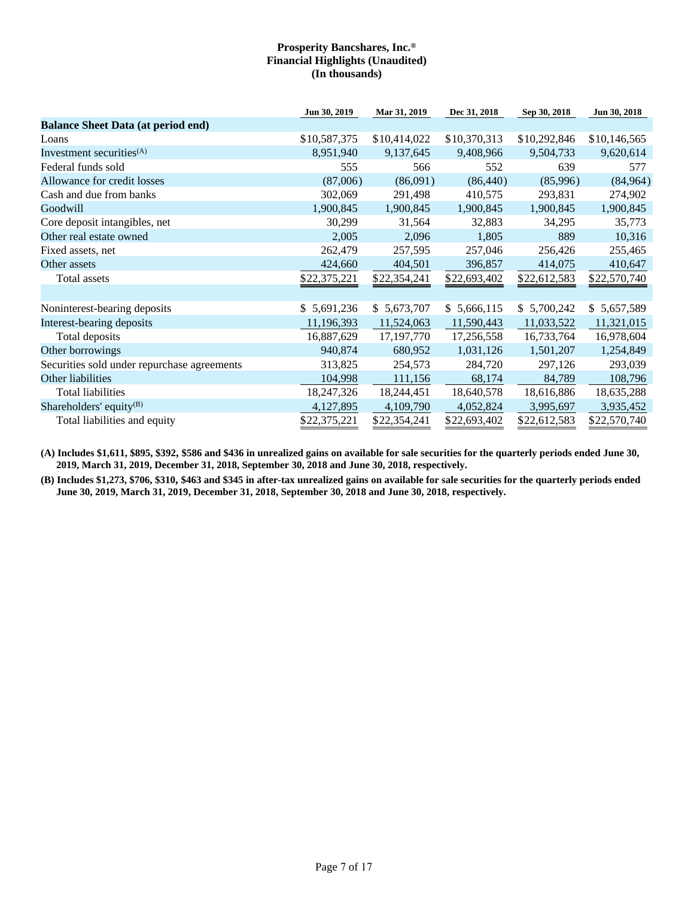**Prosperity Bancshares, Inc.®**
**Financial Highlights (Unaudited)**
**(In thousands)**

| | Jun 30, 2019 | Mar 31, 2019 | Dec 31, 2018 | Sep 30, 2018 | Jun 30, 2018 |
|---|---|---|---|---|---|
| **Balance Sheet Data (at period end)** | | | | | |
| Loans | $10,587,375 | $10,414,022 | $10,370,313 | $10,292,846 | $10,146,565 |
| Investment securities(A) | 8,951,940 | 9,137,645 | 9,408,966 | 9,504,733 | 9,620,614 |
| Federal funds sold | 555 | 566 | 552 | 639 | 577 |
| Allowance for credit losses | (87,006) | (86,091) | (86,440) | (85,996) | (84,964) |
| Cash and due from banks | 302,069 | 291,498 | 410,575 | 293,831 | 274,902 |
| Goodwill | 1,900,845 | 1,900,845 | 1,900,845 | 1,900,845 | 1,900,845 |
| Core deposit intangibles, net | 30,299 | 31,564 | 32,883 | 34,295 | 35,773 |
| Other real estate owned | 2,005 | 2,096 | 1,805 | 889 | 10,316 |
| Fixed assets, net | 262,479 | 257,595 | 257,046 | 256,426 | 255,465 |
| Other assets | 424,660 | 404,501 | 396,857 | 414,075 | 410,647 |
| Total assets | $22,375,221 | $22,354,241 | $22,693,402 | $22,612,583 | $22,570,740 |
| | | | | | |
| Noninterest-bearing deposits | $ 5,691,236 | $ 5,673,707 | $ 5,666,115 | $ 5,700,242 | $ 5,657,589 |
| Interest-bearing deposits | 11,196,393 | 11,524,063 | 11,590,443 | 11,033,522 | 11,321,015 |
| Total deposits | 16,887,629 | 17,197,770 | 17,256,558 | 16,733,764 | 16,978,604 |
| Other borrowings | 940,874 | 680,952 | 1,031,126 | 1,501,207 | 1,254,849 |
| Securities sold under repurchase agreements | 313,825 | 254,573 | 284,720 | 297,126 | 293,039 |
| Other liabilities | 104,998 | 111,156 | 68,174 | 84,789 | 108,796 |
| Total liabilities | 18,247,326 | 18,244,451 | 18,640,578 | 18,616,886 | 18,635,288 |
| Shareholders' equity(B) | 4,127,895 | 4,109,790 | 4,052,824 | 3,995,697 | 3,935,452 |
| Total liabilities and equity | $22,375,221 | $22,354,241 | $22,693,402 | $22,612,583 | $22,570,740 |

**(A) Includes $1,611, $895, $392, $586 and $436 in unrealized gains on available for sale securities for the quarterly periods ended June 30, 2019, March 31, 2019, December 31, 2018, September 30, 2018 and June 30, 2018, respectively.**

**(B) Includes $1,273, $706, $310, $463 and $345 in after-tax unrealized gains on available for sale securities for the quarterly periods ended June 30, 2019, March 31, 2019, December 31, 2018, September 30, 2018 and June 30, 2018, respectively.**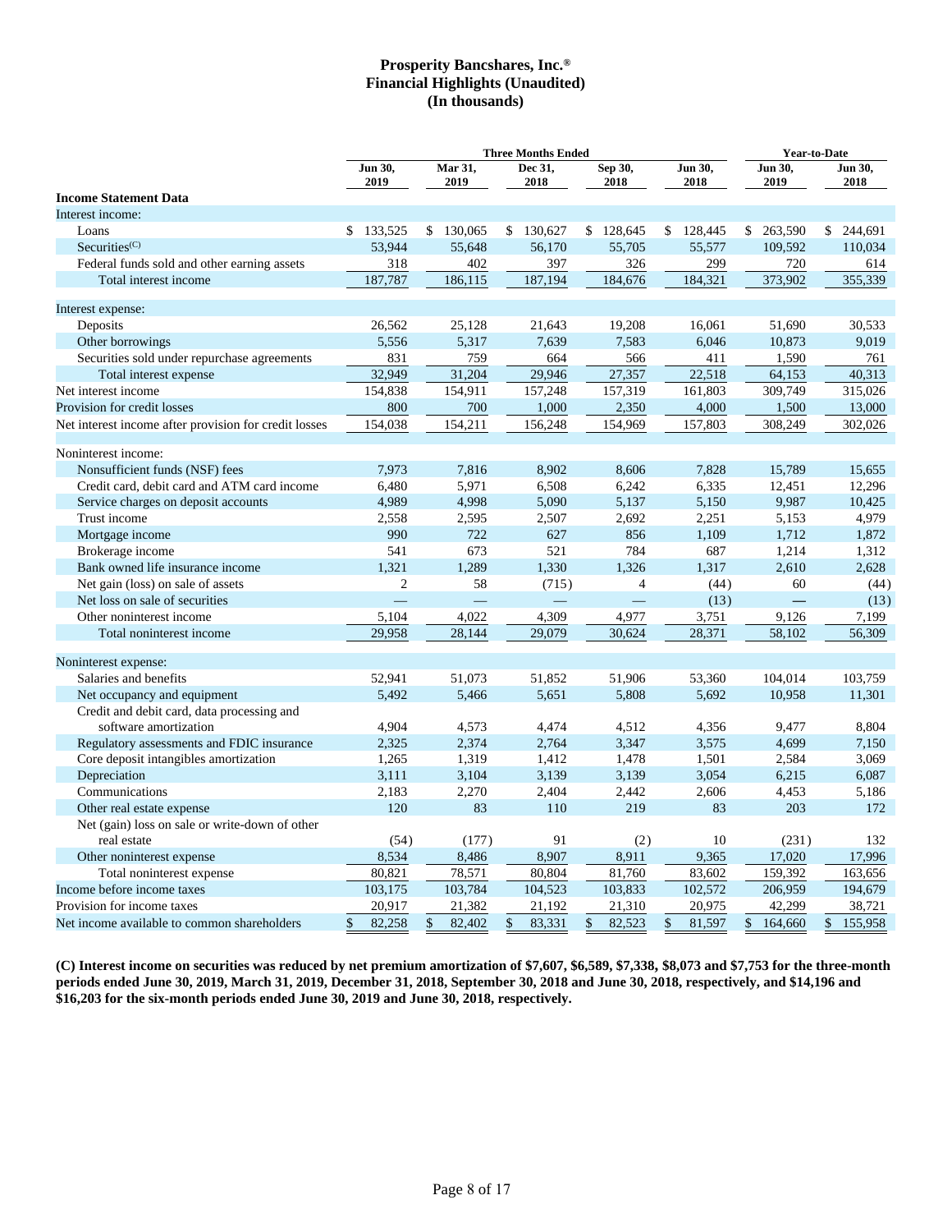# Prosperity Bancshares, Inc.®
## Financial Highlights (Unaudited)
## (In thousands)

| | Three Months Ended | | | | | Year-to-Date | |
|---|---|---|---|---|---|---|---|
| | Jun 30, 2019 | Mar 31, 2019 | Dec 31, 2018 | Sep 30, 2018 | Jun 30, 2018 | Jun 30, 2019 | Jun 30, 2018 |
| **Income Statement Data** | | | | | | | |
| Interest income: | | | | | | | |
| Loans | $ 133,525 | $ 130,065 | $ 130,627 | $ 128,645 | $ 128,445 | $ 263,590 | $ 244,691 |
| Securities[(C)] | 53,944 | 55,648 | 56,170 | 55,705 | 55,577 | 109,592 | 110,034 |
| Federal funds sold and other earning assets | 318 | 402 | 397 | 326 | 299 | 720 | 614 |
| Total interest income | 187,787 | 186,115 | 187,194 | 184,676 | 184,321 | 373,902 | 355,339 |
| Interest expense: | | | | | | | |
| Deposits | 26,562 | 25,128 | 21,643 | 19,208 | 16,061 | 51,690 | 30,533 |
| Other borrowings | 5,556 | 5,317 | 7,639 | 7,583 | 6,046 | 10,873 | 9,019 |
| Securities sold under repurchase agreements | 831 | 759 | 664 | 566 | 411 | 1,590 | 761 |
| Total interest expense | 32,949 | 31,204 | 29,946 | 27,357 | 22,518 | 64,153 | 40,313 |
| Net interest income | 154,838 | 154,911 | 157,248 | 157,319 | 161,803 | 309,749 | 315,026 |
| Provision for credit losses | 800 | 700 | 1,000 | 2,350 | 4,000 | 1,500 | 13,000 |
| Net interest income after provision for credit losses | 154,038 | 154,211 | 156,248 | 154,969 | 157,803 | 308,249 | 302,026 |
| Noninterest income: | | | | | | | |
| Nonsufficient funds (NSF) fees | 7,973 | 7,816 | 8,902 | 8,606 | 7,828 | 15,789 | 15,655 |
| Credit card, debit card and ATM card income | 6,480 | 5,971 | 6,508 | 6,242 | 6,335 | 12,451 | 12,296 |
| Service charges on deposit accounts | 4,989 | 4,998 | 5,090 | 5,137 | 5,150 | 9,987 | 10,425 |
| Trust income | 2,558 | 2,595 | 2,507 | 2,692 | 2,251 | 5,153 | 4,979 |
| Mortgage income | 990 | 722 | 627 | 856 | 1,109 | 1,712 | 1,872 |
| Brokerage income | 541 | 673 | 521 | 784 | 687 | 1,214 | 1,312 |
| Bank owned life insurance income | 1,321 | 1,289 | 1,330 | 1,326 | 1,317 | 2,610 | 2,628 |
| Net gain (loss) on sale of assets | 2 | 58 | (715) | 4 | (44) | 60 | (44) |
| Net loss on sale of securities | — | — | — | — | (13) | — | (13) |
| Other noninterest income | 5,104 | 4,022 | 4,309 | 4,977 | 3,751 | 9,126 | 7,199 |
| Total noninterest income | 29,958 | 28,144 | 29,079 | 30,624 | 28,371 | 58,102 | 56,309 |
| Noninterest expense: | | | | | | | |
| Salaries and benefits | 52,941 | 51,073 | 51,852 | 51,906 | 53,360 | 104,014 | 103,759 |
| Net occupancy and equipment | 5,492 | 5,466 | 5,651 | 5,808 | 5,692 | 10,958 | 11,301 |
| Credit and debit card, data processing and software amortization | 4,904 | 4,573 | 4,474 | 4,512 | 4,356 | 9,477 | 8,804 |
| Regulatory assessments and FDIC insurance | 2,325 | 2,374 | 2,764 | 3,347 | 3,575 | 4,699 | 7,150 |
| Core deposit intangibles amortization | 1,265 | 1,319 | 1,412 | 1,478 | 1,501 | 2,584 | 3,069 |
| Depreciation | 3,111 | 3,104 | 3,139 | 3,139 | 3,054 | 6,215 | 6,087 |
| Communications | 2,183 | 2,270 | 2,404 | 2,442 | 2,606 | 4,453 | 5,186 |
| Other real estate expense | 120 | 83 | 110 | 219 | 83 | 203 | 172 |
| Net (gain) loss on sale or write-down of other real estate | (54) | (177) | 91 | (2) | 10 | (231) | 132 |
| Other noninterest expense | 8,534 | 8,486 | 8,907 | 8,911 | 9,365 | 17,020 | 17,996 |
| Total noninterest expense | 80,821 | 78,571 | 80,804 | 81,760 | 83,602 | 159,392 | 163,656 |
| Income before income taxes | 103,175 | 103,784 | 104,523 | 103,833 | 102,572 | 206,959 | 194,679 |
| Provision for income taxes | 20,917 | 21,382 | 21,192 | 21,310 | 20,975 | 42,299 | 38,721 |
| Net income available to common shareholders | $ 82,258 | $ 82,402 | $ 83,331 | $ 82,523 | $ 81,597 | $ 164,660 | $ 155,958 |

**(C) Interest income on securities was reduced by net premium amortization of $7,607, $6,589, $7,338, $8,073 and $7,753 for the three-month periods ended June 30, 2019, March 31, 2019, December 31, 2018, September 30, 2018 and June 30, 2018, respectively, and $14,196 and $16,203 for the six-month periods ended June 30, 2019 and June 30, 2018, respectively.**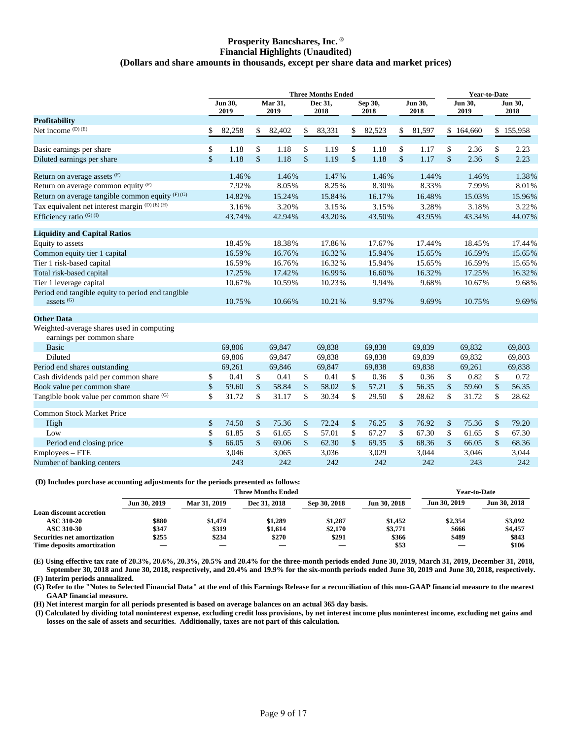# Prosperity Bancshares, Inc.®
## Financial Highlights (Unaudited)
### (Dollars and share amounts in thousands, except per share data and market prices)

| | Three Months Ended | | | | | Year-to-Date | |
|---|---|---|---|---|---|---|---|
| | Jun 30, 2019 | Mar 31, 2019 | Dec 31, 2018 | Sep 30, 2018 | Jun 30, 2018 | Jun 30, 2019 | Jun 30, 2018 |
| **Profitability** | | | | | | | |
| Net income (D) (E) | $ 82,258 | $ 82,402 | $ 83,331 | $ 82,523 | $ 81,597 | $ 164,660 | $ 155,958 |
| Basic earnings per share | $ 1.18 | $ 1.18 | $ 1.19 | $ 1.18 | $ 1.17 | $ 2.36 | $ 2.23 |
| Diluted earnings per share | $ 1.18 | $ 1.18 | $ 1.19 | $ 1.18 | $ 1.17 | $ 2.36 | $ 2.23 |
| Return on average assets (F) | 1.46% | 1.46% | 1.47% | 1.46% | 1.44% | 1.46% | 1.38% |
| Return on average common equity (F) | 7.92% | 8.05% | 8.25% | 8.30% | 8.33% | 7.99% | 8.01% |
| Return on average tangible common equity (F) (G) | 14.82% | 15.24% | 15.84% | 16.17% | 16.48% | 15.03% | 15.96% |
| Tax equivalent net interest margin (D) (E) (H) | 3.16% | 3.20% | 3.15% | 3.15% | 3.28% | 3.18% | 3.22% |
| Efficiency ratio (G) (I) | 43.74% | 42.94% | 43.20% | 43.50% | 43.95% | 43.34% | 44.07% |
| **Liquidity and Capital Ratios** | | | | | | | |
| Equity to assets | 18.45% | 18.38% | 17.86% | 17.67% | 17.44% | 18.45% | 17.44% |
| Common equity tier 1 capital | 16.59% | 16.76% | 16.32% | 15.94% | 15.65% | 16.59% | 15.65% |
| Tier 1 risk-based capital | 16.59% | 16.76% | 16.32% | 15.94% | 15.65% | 16.59% | 15.65% |
| Total risk-based capital | 17.25% | 17.42% | 16.99% | 16.60% | 16.32% | 17.25% | 16.32% |
| Tier 1 leverage capital | 10.67% | 10.59% | 10.23% | 9.94% | 9.68% | 10.67% | 9.68% |
| Period end tangible equity to period end tangible assets (G) | 10.75% | 10.66% | 10.21% | 9.97% | 9.69% | 10.75% | 9.69% |
| **Other Data** | | | | | | | |
| Weighted-average shares used in computing earnings per common share | | | | | | | |
| Basic | 69,806 | 69,847 | 69,838 | 69,838 | 69,839 | 69,832 | 69,803 |
| Diluted | 69,806 | 69,847 | 69,838 | 69,838 | 69,839 | 69,832 | 69,803 |
| Period end shares outstanding | 69,261 | 69,846 | 69,847 | 69,838 | 69,838 | 69,261 | 69,838 |
| Cash dividends paid per common share | $ 0.41 | $ 0.41 | $ 0.41 | $ 0.36 | $ 0.36 | $ 0.82 | $ 0.72 |
| Book value per common share | $ 59.60 | $ 58.84 | $ 58.02 | $ 57.21 | $ 56.35 | $ 59.60 | $ 56.35 |
| Tangible book value per common share (G) | $ 31.72 | $ 31.17 | $ 30.34 | $ 29.50 | $ 28.62 | $ 31.72 | $ 28.62 |
| Common Stock Market Price | | | | | | | |
| High | $ 74.50 | $ 75.36 | $ 72.24 | $ 76.25 | $ 76.92 | $ 75.36 | $ 79.20 |
| Low | $ 61.85 | $ 61.65 | $ 57.01 | $ 67.27 | $ 67.30 | $ 61.65 | $ 67.30 |
| Period end closing price | $ 66.05 | $ 69.06 | $ 62.30 | $ 69.35 | $ 68.36 | $ 66.05 | $ 68.36 |
| Employees – FTE | 3,046 | 3,065 | 3,036 | 3,029 | 3,044 | 3,046 | 3,044 |
| Number of banking centers | 243 | 242 | 242 | 242 | 242 | 243 | 242 |

**(D) Includes purchase accounting adjustments for the periods presented as follows:**

| | Three Months Ended | | | | | Year-to-Date | |
|---|---|---|---|---|---|---|---|
| | Jun 30, 2019 | Mar 31, 2019 | Dec 31, 2018 | Sep 30, 2018 | Jun 30, 2018 | Jun 30, 2019 | Jun 30, 2018 |
| **Loan discount accretion** | | | | | | | |
| **ASC 310-20** | $880 | $1,474 | $1,289 | $1,287 | $1,452 | $2,354 | $3,092 |
| **ASC 310-30** | $347 | $319 | $1,614 | $2,170 | $3,771 | $666 | $4,457 |
| **Securities net amortization** | $255 | $234 | $270 | $291 | $366 | $489 | $843 |
| **Time deposits amortization** | — | — | — | — | $53 | — | $106 |

**(E) Using effective tax rate of 20.3%, 20.6%, 20.3%, 20.5% and 20.4% for the three-month periods ended June 30, 2019, March 31, 2019, December 31, 2018, September 30, 2018 and June 30, 2018, respectively, and 20.4% and 19.9% for the six-month periods ended June 30, 2019 and June 30, 2018, respectively.**

**(F) Interim periods annualized.**

**(G) Refer to the "Notes to Selected Financial Data" at the end of this Earnings Release for a reconciliation of this non-GAAP financial measure to the nearest GAAP financial measure.**

**(H) Net interest margin for all periods presented is based on average balances on an actual 365 day basis.**

**(I) Calculated by dividing total noninterest expense, excluding credit loss provisions, by net interest income plus noninterest income, excluding net gains and losses on the sale of assets and securities. Additionally, taxes are not part of this calculation.**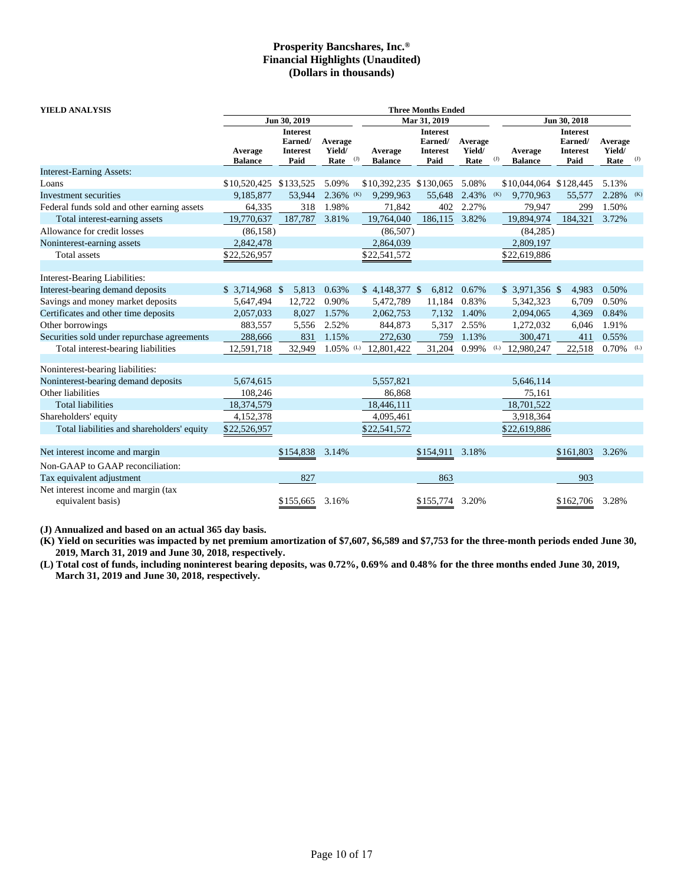# Prosperity Bancshares, Inc.®
## Financial Highlights (Unaudited)
## (Dollars in thousands)

| YIELD ANALYSIS | Three Months Ended | | | | | | | | |
|---|---|---|---|---|---|---|---|---|---|
| | Jun 30, 2019 | | | Mar 31, 2019 | | | Jun 30, 2018 | | |
| | Average Balance | Interest Earned/ Interest Paid | Average Yield/ Rate (J) | Average Balance | Interest Earned/ Interest Paid | Average Yield/ Rate (J) | Average Balance | Interest Earned/ Interest Paid | Average Yield/ Rate (J) |
| Interest-Earning Assets: | | | | | | | | | |
| Loans | $10,520,425 | $133,525 | 5.09% | $10,392,235 | $130,065 | 5.08% | $10,044,064 | $128,445 | 5.13% |
| Investment securities | 9,185,877 | 53,944 | 2.36% (K) | 9,299,963 | 55,648 | 2.43% (K) | 9,770,963 | 55,577 | 2.28% (K) |
| Federal funds sold and other earning assets | 64,335 | 318 | 1.98% | 71,842 | 402 | 2.27% | 79,947 | 299 | 1.50% |
| Total interest-earning assets | 19,770,637 | 187,787 | 3.81% | 19,764,040 | 186,115 | 3.82% | 19,894,974 | 184,321 | 3.72% |
| Allowance for credit losses | (86,158) | | | (86,507) | | | (84,285) | | |
| Noninterest-earning assets | 2,842,478 | | | 2,864,039 | | | 2,809,197 | | |
| Total assets | $22,526,957 | | | $22,541,572 | | | $22,619,886 | | |
| Interest-Bearing Liabilities: | | | | | | | | | |
| Interest-bearing demand deposits | $ 3,714,968 | $ 5,813 | 0.63% | $ 4,148,377 | $ 6,812 | 0.67% | $ 3,971,356 | $ 4,983 | 0.50% |
| Savings and money market deposits | 5,647,494 | 12,722 | 0.90% | 5,472,789 | 11,184 | 0.83% | 5,342,323 | 6,709 | 0.50% |
| Certificates and other time deposits | 2,057,033 | 8,027 | 1.57% | 2,062,753 | 7,132 | 1.40% | 2,094,065 | 4,369 | 0.84% |
| Other borrowings | 883,557 | 5,556 | 2.52% | 844,873 | 5,317 | 2.55% | 1,272,032 | 6,046 | 1.91% |
| Securities sold under repurchase agreements | 288,666 | 831 | 1.15% | 272,630 | 759 | 1.13% | 300,471 | 411 | 0.55% |
| Total interest-bearing liabilities | 12,591,718 | 32,949 | 1.05% (L) | 12,801,422 | 31,204 | 0.99% (L) | 12,980,247 | 22,518 | 0.70% (L) |
| Noninterest-bearing liabilities: | | | | | | | | | |
| Noninterest-bearing demand deposits | 5,674,615 | | | 5,557,821 | | | 5,646,114 | | |
| Other liabilities | 108,246 | | | 86,868 | | | 75,161 | | |
| Total liabilities | 18,374,579 | | | 18,446,111 | | | 18,701,522 | | |
| Shareholders' equity | 4,152,378 | | | 4,095,461 | | | 3,918,364 | | |
| Total liabilities and shareholders' equity | $22,526,957 | | | $22,541,572 | | | $22,619,886 | | |
| Net interest income and margin | | $154,838 | 3.14% | | $154,911 | 3.18% | | $161,803 | 3.26% |
| Non-GAAP to GAAP reconciliation: | | | | | | | | | |
| Tax equivalent adjustment | | 827 | | | 863 | | | 903 | |
| Net interest income and margin (tax equivalent basis) | | $155,665 | 3.16% | | $155,774 | 3.20% | | $162,706 | 3.28% |

**(J) Annualized and based on an actual 365 day basis.**

**(K) Yield on securities was impacted by net premium amortization of $7,607, $6,589 and $7,753 for the three-month periods ended June 30, 2019, March 31, 2019 and June 30, 2018, respectively.**

**(L) Total cost of funds, including noninterest bearing deposits, was 0.72%, 0.69% and 0.48% for the three months ended June 30, 2019, March 31, 2019 and June 30, 2018, respectively.**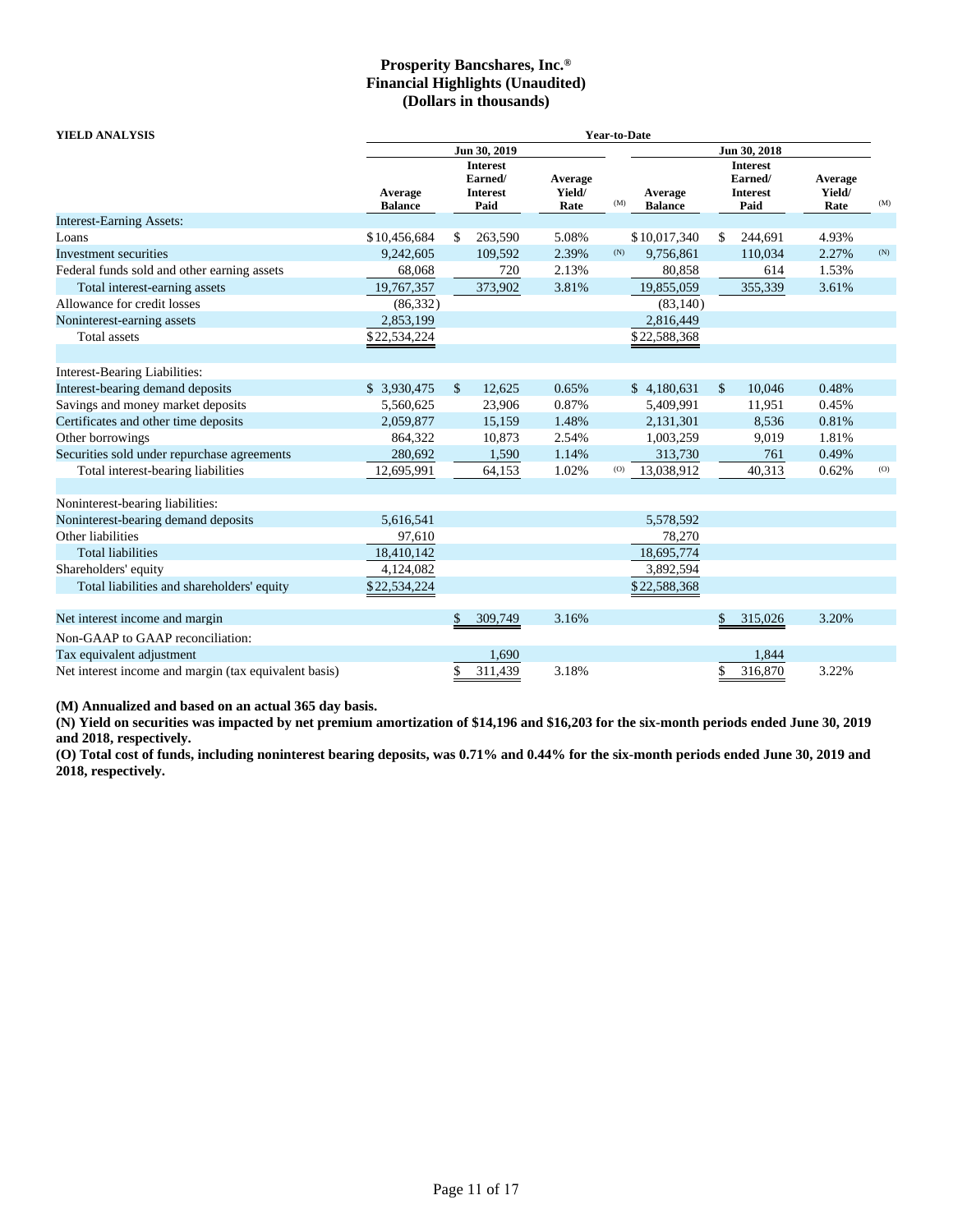**Prosperity Bancshares, Inc.®**
**Financial Highlights (Unaudited)**
**(Dollars in thousands)**

| YIELD ANALYSIS | Year-to-Date | | | | | | | |
|---|---|---|---|---|---|---|---|---|
| | Jun 30, 2019 | | | | Jun 30, 2018 | | | |
| | Average Balance | Interest Earned/ Interest Paid | Average Yield/ Rate | (M) | Average Balance | Interest Earned/ Interest Paid | Average Yield/ Rate | (M) |
| Interest-Earning Assets: | | | | | | | | |
| Loans | $10,456,684 | $ 263,590 | 5.08% | | $10,017,340 | $ 244,691 | 4.93% | |
| Investment securities | 9,242,605 | 109,592 | 2.39% | (N) | 9,756,861 | 110,034 | 2.27% | (N) |
| Federal funds sold and other earning assets | 68,068 | 720 | 2.13% | | 80,858 | 614 | 1.53% | |
| Total interest-earning assets | 19,767,357 | 373,902 | 3.81% | | 19,855,059 | 355,339 | 3.61% | |
| Allowance for credit losses | (86,332) | | | | (83,140) | | | |
| Noninterest-earning assets | 2,853,199 | | | | 2,816,449 | | | |
| Total assets | $22,534,224 | | | | $22,588,368 | | | |
| | | | | | | | | |
| Interest-Bearing Liabilities: | | | | | | | | |
| Interest-bearing demand deposits | $ 3,930,475 | $ 12,625 | 0.65% | | $ 4,180,631 | $ 10,046 | 0.48% | |
| Savings and money market deposits | 5,560,625 | 23,906 | 0.87% | | 5,409,991 | 11,951 | 0.45% | |
| Certificates and other time deposits | 2,059,877 | 15,159 | 1.48% | | 2,131,301 | 8,536 | 0.81% | |
| Other borrowings | 864,322 | 10,873 | 2.54% | | 1,003,259 | 9,019 | 1.81% | |
| Securities sold under repurchase agreements | 280,692 | 1,590 | 1.14% | | 313,730 | 761 | 0.49% | |
| Total interest-bearing liabilities | 12,695,991 | 64,153 | 1.02% | (O) | 13,038,912 | 40,313 | 0.62% | (O) |
| | | | | | | | | |
| Noninterest-bearing liabilities: | | | | | | | | |
| Noninterest-bearing demand deposits | 5,616,541 | | | | 5,578,592 | | | |
| Other liabilities | 97,610 | | | | 78,270 | | | |
| Total liabilities | 18,410,142 | | | | 18,695,774 | | | |
| Shareholders' equity | 4,124,082 | | | | 3,892,594 | | | |
| Total liabilities and shareholders' equity | $22,534,224 | | | | $22,588,368 | | | |
| | | | | | | | | |
| Net interest income and margin | | $ 309,749 | 3.16% | | | $ 315,026 | 3.20% | |
| Non-GAAP to GAAP reconciliation: | | | | | | | | |
| Tax equivalent adjustment | | 1,690 | | | | 1,844 | | |
| Net interest income and margin (tax equivalent basis) | | $ 311,439 | 3.18% | | | $ 316,870 | 3.22% | |

**(M) Annualized and based on an actual 365 day basis.**
**(N) Yield on securities was impacted by net premium amortization of $14,196 and $16,203 for the six-month periods ended June 30, 2019 and 2018, respectively.**
**(O) Total cost of funds, including noninterest bearing deposits, was 0.71% and 0.44% for the six-month periods ended June 30, 2019 and 2018, respectively.**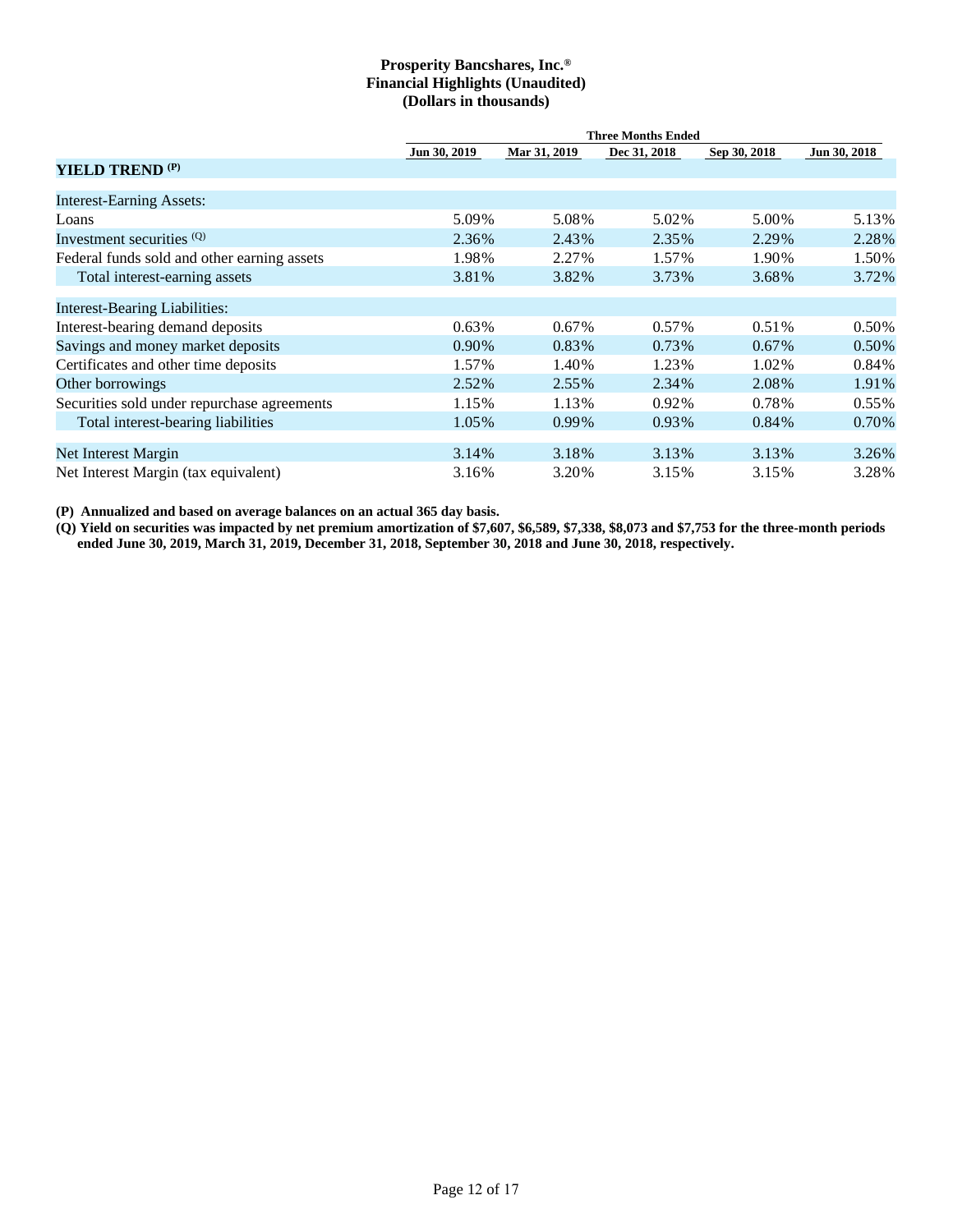**Prosperity Bancshares, Inc.®**
**Financial Highlights (Unaudited)**
**(Dollars in thousands)**

| | Three Months Ended | | | | |
|---|---|---|---|---|---|
| | Jun 30, 2019 | Mar 31, 2019 | Dec 31, 2018 | Sep 30, 2018 | Jun 30, 2018 |
| **YIELD TREND (P)** | | | | | |
| Interest-Earning Assets: | | | | | |
| Loans | 5.09% | 5.08% | 5.02% | 5.00% | 5.13% |
| Investment securities (Q) | 2.36% | 2.43% | 2.35% | 2.29% | 2.28% |
| Federal funds sold and other earning assets | 1.98% | 2.27% | 1.57% | 1.90% | 1.50% |
| Total interest-earning assets | 3.81% | 3.82% | 3.73% | 3.68% | 3.72% |
| Interest-Bearing Liabilities: | | | | | |
| Interest-bearing demand deposits | 0.63% | 0.67% | 0.57% | 0.51% | 0.50% |
| Savings and money market deposits | 0.90% | 0.83% | 0.73% | 0.67% | 0.50% |
| Certificates and other time deposits | 1.57% | 1.40% | 1.23% | 1.02% | 0.84% |
| Other borrowings | 2.52% | 2.55% | 2.34% | 2.08% | 1.91% |
| Securities sold under repurchase agreements | 1.15% | 1.13% | 0.92% | 0.78% | 0.55% |
| Total interest-bearing liabilities | 1.05% | 0.99% | 0.93% | 0.84% | 0.70% |
| Net Interest Margin | 3.14% | 3.18% | 3.13% | 3.13% | 3.26% |
| Net Interest Margin (tax equivalent) | 3.16% | 3.20% | 3.15% | 3.15% | 3.28% |

**(P) Annualized and based on average balances on an actual 365 day basis.**

**(Q) Yield on securities was impacted by net premium amortization of $7,607, $6,589, $7,338, $8,073 and $7,753 for the three-month periods ended June 30, 2019, March 31, 2019, December 31, 2018, September 30, 2018 and June 30, 2018, respectively.**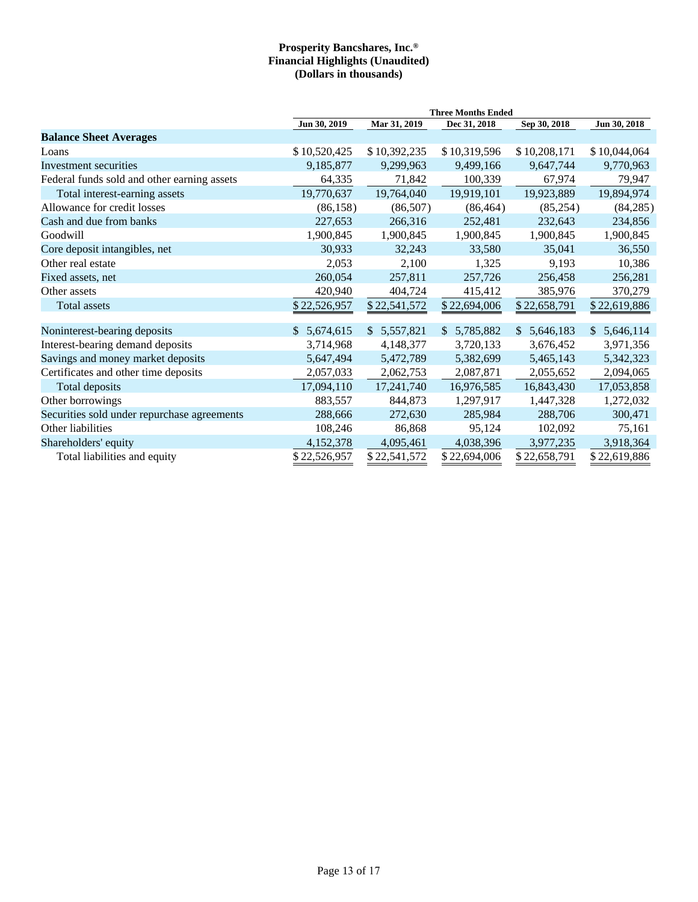**Prosperity Bancshares, Inc.®**
**Financial Highlights (Unaudited)**
**(Dollars in thousands)**

| | Three Months Ended | | | | |
|---|---|---|---|---|---|
| | Jun 30, 2019 | Mar 31, 2019 | Dec 31, 2018 | Sep 30, 2018 | Jun 30, 2018 |
| **Balance Sheet Averages** | | | | | |
| Loans | $ 10,520,425 | $ 10,392,235 | $ 10,319,596 | $ 10,208,171 | $ 10,044,064 |
| Investment securities | 9,185,877 | 9,299,963 | 9,499,166 | 9,647,744 | 9,770,963 |
| Federal funds sold and other earning assets | 64,335 | 71,842 | 100,339 | 67,974 | 79,947 |
| Total interest-earning assets | 19,770,637 | 19,764,040 | 19,919,101 | 19,923,889 | 19,894,974 |
| Allowance for credit losses | (86,158) | (86,507) | (86,464) | (85,254) | (84,285) |
| Cash and due from banks | 227,653 | 266,316 | 252,481 | 232,643 | 234,856 |
| Goodwill | 1,900,845 | 1,900,845 | 1,900,845 | 1,900,845 | 1,900,845 |
| Core deposit intangibles, net | 30,933 | 32,243 | 33,580 | 35,041 | 36,550 |
| Other real estate | 2,053 | 2,100 | 1,325 | 9,193 | 10,386 |
| Fixed assets, net | 260,054 | 257,811 | 257,726 | 256,458 | 256,281 |
| Other assets | 420,940 | 404,724 | 415,412 | 385,976 | 370,279 |
| Total assets | $ 22,526,957 | $ 22,541,572 | $ 22,694,006 | $ 22,658,791 | $ 22,619,886 |
| | | | | | |
| Noninterest-bearing deposits | $ 5,674,615 | $ 5,557,821 | $ 5,785,882 | $ 5,646,183 | $ 5,646,114 |
| Interest-bearing demand deposits | 3,714,968 | 4,148,377 | 3,720,133 | 3,676,452 | 3,971,356 |
| Savings and money market deposits | 5,647,494 | 5,472,789 | 5,382,699 | 5,465,143 | 5,342,323 |
| Certificates and other time deposits | 2,057,033 | 2,062,753 | 2,087,871 | 2,055,652 | 2,094,065 |
| Total deposits | 17,094,110 | 17,241,740 | 16,976,585 | 16,843,430 | 17,053,858 |
| Other borrowings | 883,557 | 844,873 | 1,297,917 | 1,447,328 | 1,272,032 |
| Securities sold under repurchase agreements | 288,666 | 272,630 | 285,984 | 288,706 | 300,471 |
| Other liabilities | 108,246 | 86,868 | 95,124 | 102,092 | 75,161 |
| Shareholders' equity | 4,152,378 | 4,095,461 | 4,038,396 | 3,977,235 | 3,918,364 |
| Total liabilities and equity | $ 22,526,957 | $ 22,541,572 | $ 22,694,006 | $ 22,658,791 | $ 22,619,886 |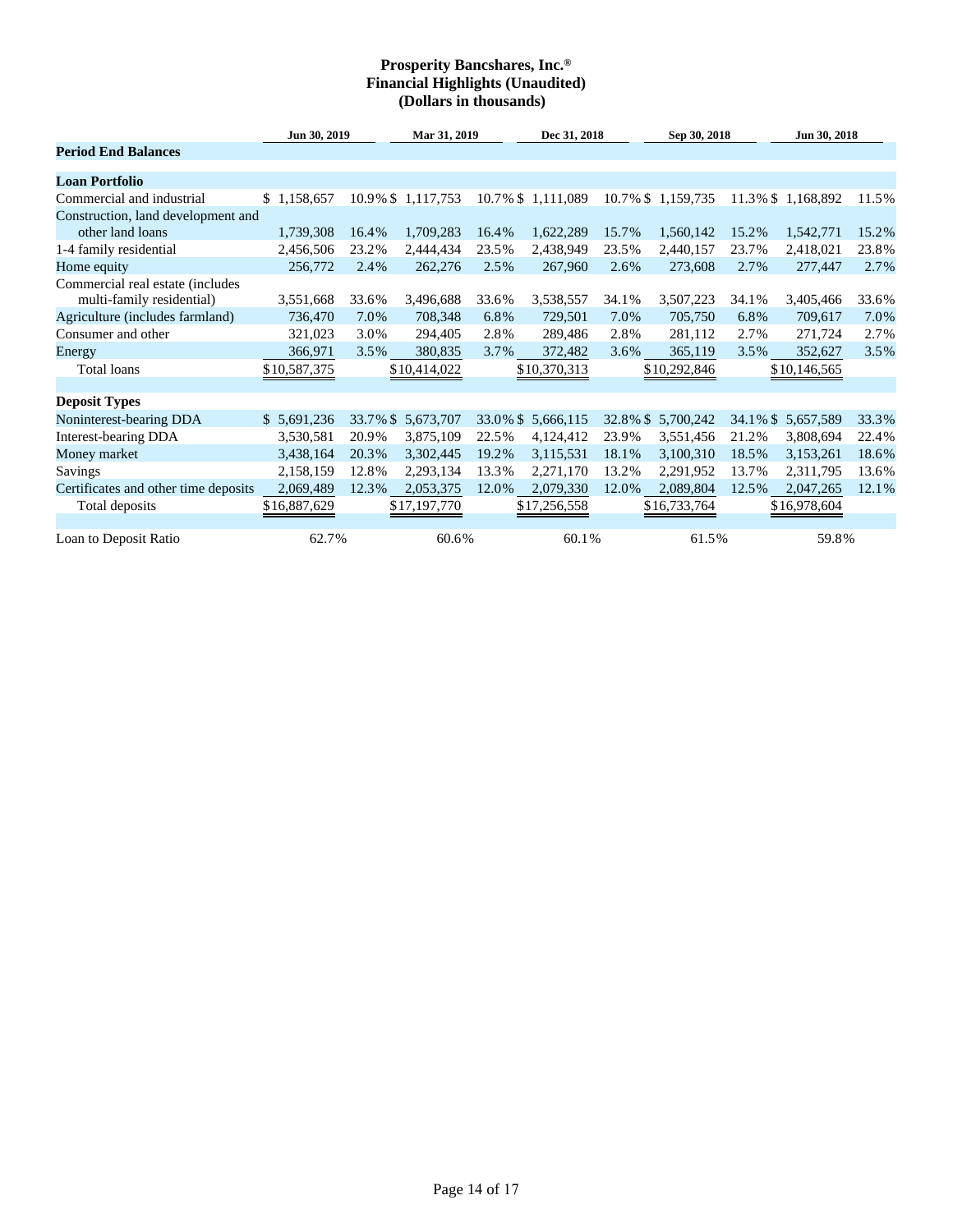**Prosperity Bancshares, Inc.®**
**Financial Highlights (Unaudited)**
**(Dollars in thousands)**

| | Jun 30, 2019 | | Mar 31, 2019 | | Dec 31, 2018 | | Sep 30, 2018 | | Jun 30, 2018 | |
|---|---|---|---|---|---|---|---|---|---|---|
| **Period End Balances** | | | | | | | | | | |
| **Loan Portfolio** | | | | | | | | | | |
| Commercial and industrial | $ 1,158,657 | 10.9% | $ 1,117,753 | 10.7% | $ 1,111,089 | 10.7% | $ 1,159,735 | 11.3% | $ 1,168,892 | 11.5% |
| Construction, land development and other land loans | 1,739,308 | 16.4% | 1,709,283 | 16.4% | 1,622,289 | 15.7% | 1,560,142 | 15.2% | 1,542,771 | 15.2% |
| 1-4 family residential | 2,456,506 | 23.2% | 2,444,434 | 23.5% | 2,438,949 | 23.5% | 2,440,157 | 23.7% | 2,418,021 | 23.8% |
| Home equity | 256,772 | 2.4% | 262,276 | 2.5% | 267,960 | 2.6% | 273,608 | 2.7% | 277,447 | 2.7% |
| Commercial real estate (includes multi-family residential) | 3,551,668 | 33.6% | 3,496,688 | 33.6% | 3,538,557 | 34.1% | 3,507,223 | 34.1% | 3,405,466 | 33.6% |
| Agriculture (includes farmland) | 736,470 | 7.0% | 708,348 | 6.8% | 729,501 | 7.0% | 705,750 | 6.8% | 709,617 | 7.0% |
| Consumer and other | 321,023 | 3.0% | 294,405 | 2.8% | 289,486 | 2.8% | 281,112 | 2.7% | 271,724 | 2.7% |
| Energy | 366,971 | 3.5% | 380,835 | 3.7% | 372,482 | 3.6% | 365,119 | 3.5% | 352,627 | 3.5% |
| Total loans | $10,587,375 | | $10,414,022 | | $10,370,313 | | $10,292,846 | | $10,146,565 | |
| **Deposit Types** | | | | | | | | | | |
| Noninterest-bearing DDA | $ 5,691,236 | 33.7% | $ 5,673,707 | 33.0% | $ 5,666,115 | 32.8% | $ 5,700,242 | 34.1% | $ 5,657,589 | 33.3% |
| Interest-bearing DDA | 3,530,581 | 20.9% | 3,875,109 | 22.5% | 4,124,412 | 23.9% | 3,551,456 | 21.2% | 3,808,694 | 22.4% |
| Money market | 3,438,164 | 20.3% | 3,302,445 | 19.2% | 3,115,531 | 18.1% | 3,100,310 | 18.5% | 3,153,261 | 18.6% |
| Savings | 2,158,159 | 12.8% | 2,293,134 | 13.3% | 2,271,170 | 13.2% | 2,291,952 | 13.7% | 2,311,795 | 13.6% |
| Certificates and other time deposits | 2,069,489 | 12.3% | 2,053,375 | 12.0% | 2,079,330 | 12.0% | 2,089,804 | 12.5% | 2,047,265 | 12.1% |
| Total deposits | $16,887,629 | | $17,197,770 | | $17,256,558 | | $16,733,764 | | $16,978,604 | |
| Loan to Deposit Ratio | 62.7% | | 60.6% | | 60.1% | | 61.5% | | 59.8% | |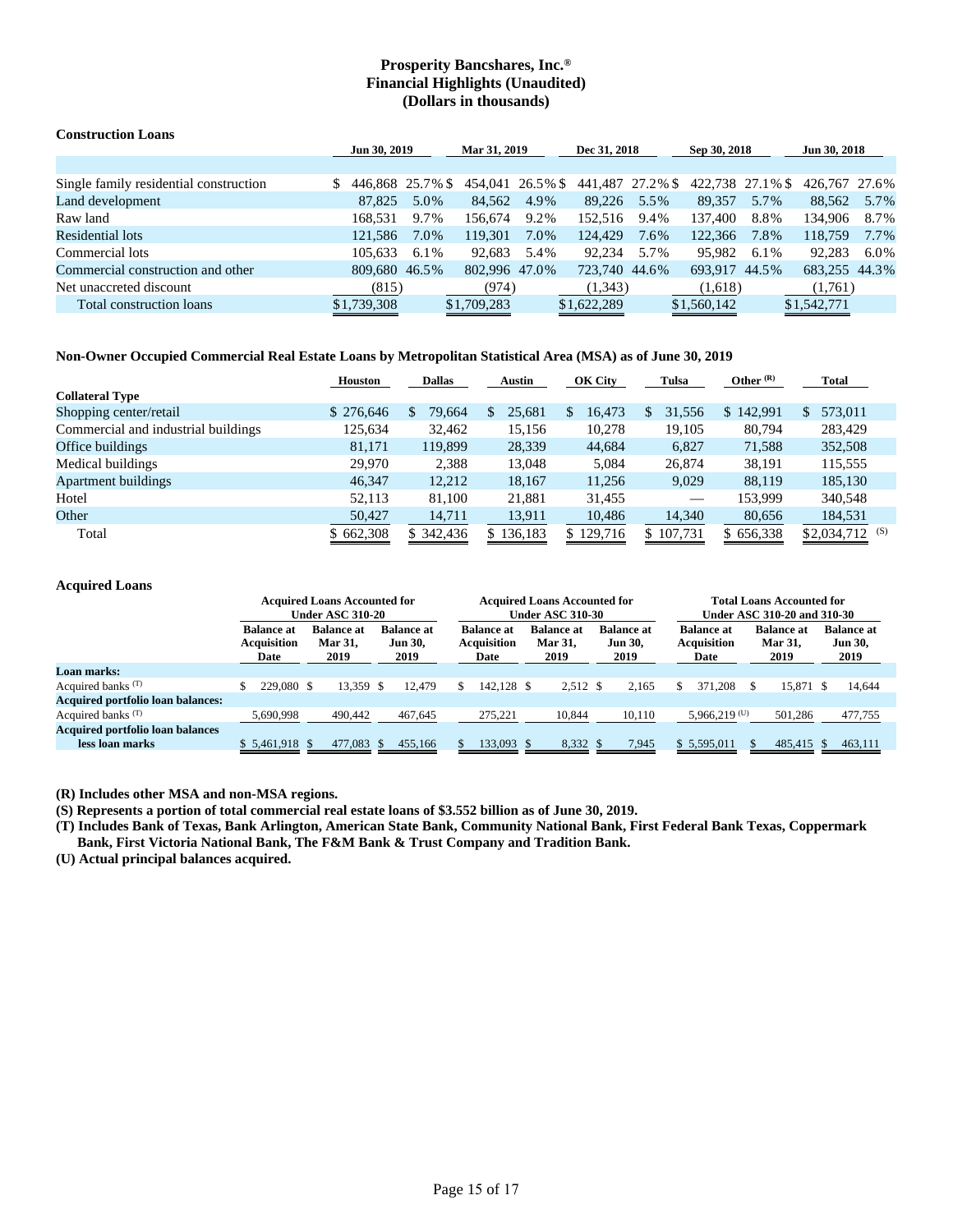**Prosperity Bancshares, Inc.®**
**Financial Highlights (Unaudited)**
**(Dollars in thousands)**

**Construction Loans**

| | Jun 30, 2019 | | Mar 31, 2019 | | Dec 31, 2018 | | Sep 30, 2018 | | Jun 30, 2018 | |
|---|---|---|---|---|---|---|---|---|---|---|
| Single family residential construction | $ 446,868 | 25.7% | $ 454,041 | 26.5% | $ 441,487 | 27.2% | $ 422,738 | 27.1% | $ 426,767 | 27.6% |
| Land development | 87,825 | 5.0% | 84,562 | 4.9% | 89,226 | 5.5% | 89,357 | 5.7% | 88,562 | 5.7% |
| Raw land | 168,531 | 9.7% | 156,674 | 9.2% | 152,516 | 9.4% | 137,400 | 8.8% | 134,906 | 8.7% |
| Residential lots | 121,586 | 7.0% | 119,301 | 7.0% | 124,429 | 7.6% | 122,366 | 7.8% | 118,759 | 7.7% |
| Commercial lots | 105,633 | 6.1% | 92,683 | 5.4% | 92,234 | 5.7% | 95,982 | 6.1% | 92,283 | 6.0% |
| Commercial construction and other | 809,680 | 46.5% | 802,996 | 47.0% | 723,740 | 44.6% | 693,917 | 44.5% | 683,255 | 44.3% |
| Net unaccreted discount | (815) | | (974) | | (1,343) | | (1,618) | | (1,761) | |
| Total construction loans | $1,739,308 | | $1,709,283 | | $1,622,289 | | $1,560,142 | | $1,542,771 | |

**Non-Owner Occupied Commercial Real Estate Loans by Metropolitan Statistical Area (MSA) as of June 30, 2019**

| | Houston | Dallas | Austin | OK City | Tulsa | Other (R) | Total |
|---|---|---|---|---|---|---|---|
| **Collateral Type** | | | | | | | |
| Shopping center/retail | $ 276,646 | $ 79,664 | $ 25,681 | $ 16,473 | $ 31,556 | $ 142,991 | $ 573,011 |
| Commercial and industrial buildings | 125,634 | 32,462 | 15,156 | 10,278 | 19,105 | 80,794 | 283,429 |
| Office buildings | 81,171 | 119,899 | 28,339 | 44,684 | 6,827 | 71,588 | 352,508 |
| Medical buildings | 29,970 | 2,388 | 13,048 | 5,084 | 26,874 | 38,191 | 115,555 |
| Apartment buildings | 46,347 | 12,212 | 18,167 | 11,256 | 9,029 | 88,119 | 185,130 |
| Hotel | 52,113 | 81,100 | 21,881 | 31,455 | — | 153,999 | 340,548 |
| Other | 50,427 | 14,711 | 13,911 | 10,486 | 14,340 | 80,656 | 184,531 |
| Total | $ 662,308 | $ 342,436 | $ 136,183 | $ 129,716 | $ 107,731 | $ 656,338 | $2,034,712 (S) |

**Acquired Loans**

| | Acquired Loans Accounted for Under ASC 310-20 | | | Acquired Loans Accounted for Under ASC 310-30 | | | Total Loans Accounted for Under ASC 310-20 and 310-30 | | |
|---|---|---|---|---|---|---|---|---|---|
| | Balance at Acquisition Date | Balance at Mar 31, 2019 | Balance at Jun 30, 2019 | Balance at Acquisition Date | Balance at Mar 31, 2019 | Balance at Jun 30, 2019 | Balance at Acquisition Date | Balance at Mar 31, 2019 | Balance at Jun 30, 2019 |
| **Loan marks:** | | | | | | | | | |
| Acquired banks (T) | $ 229,080 | $ 13,359 | $ 12,479 | $ 142,128 | $ 2,512 | $ 2,165 | $ 371,208 | $ 15,871 | $ 14,644 |
| **Acquired portfolio loan balances:** | | | | | | | | | |
| Acquired banks (T) | 5,690,998 | 490,442 | 467,645 | 275,221 | 10,844 | 10,110 | 5,966,219 (U) | 501,286 | 477,755 |
| **Acquired portfolio loan balances less loan marks** | $ 5,461,918 | $ 477,083 | $ 455,166 | $ 133,093 | $ 8,332 | $ 7,945 | $ 5,595,011 | $ 485,415 | $ 463,111 |

**(R) Includes other MSA and non-MSA regions.**

**(S) Represents a portion of total commercial real estate loans of $3.552 billion as of June 30, 2019.**

**(T) Includes Bank of Texas, Bank Arlington, American State Bank, Community National Bank, First Federal Bank Texas, Coppermark Bank, First Victoria National Bank, The F&M Bank & Trust Company and Tradition Bank.**

**(U) Actual principal balances acquired.**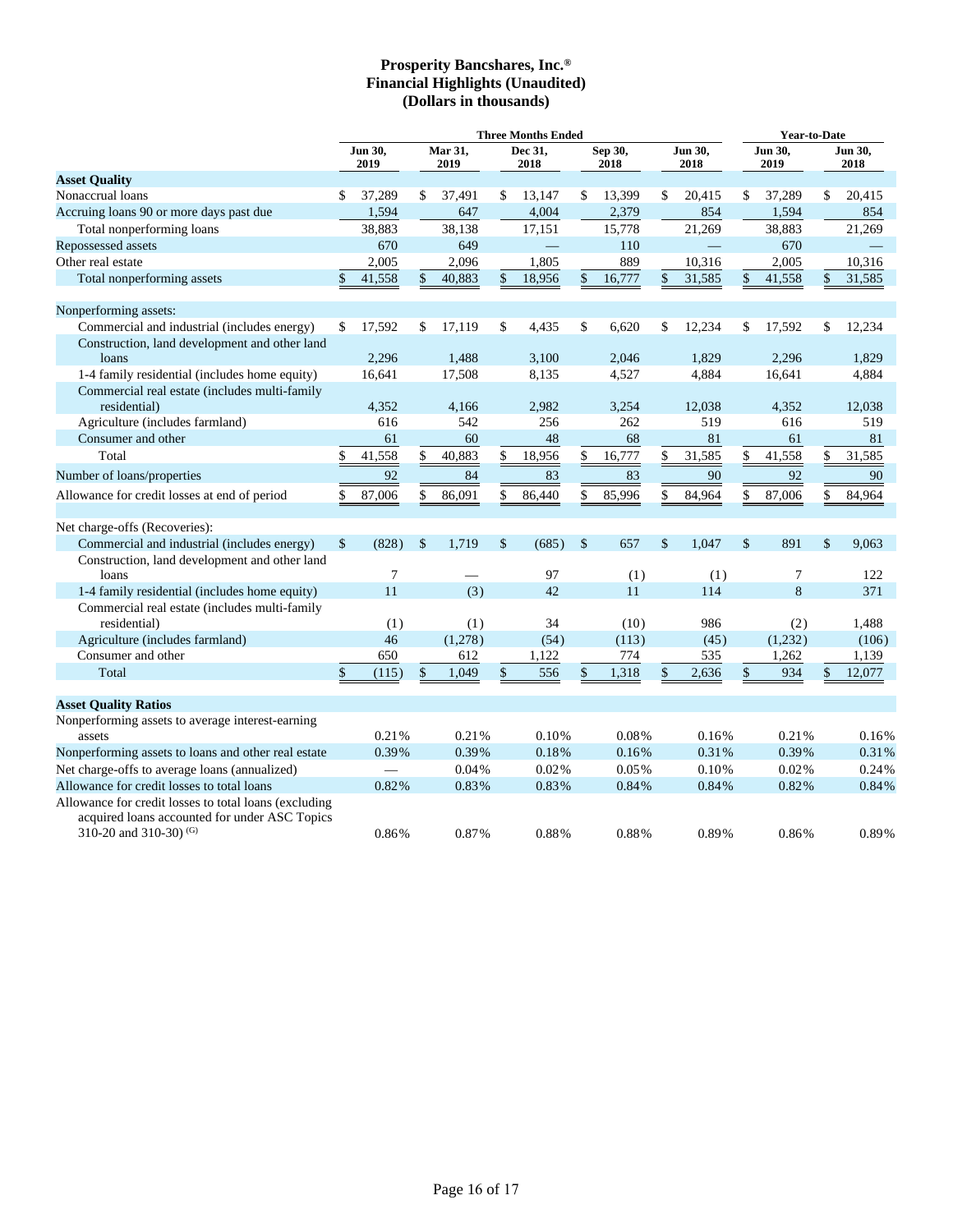# Prosperity Bancshares, Inc.®
## Financial Highlights (Unaudited)
### (Dollars in thousands)

| | Three Months Ended | | | | | Year-to-Date | |
|---|---|---|---|---|---|---|---|
| | Jun 30, 2019 | Mar 31, 2019 | Dec 31, 2018 | Sep 30, 2018 | Jun 30, 2018 | Jun 30, 2019 | Jun 30, 2018 |
| **Asset Quality** | | | | | | | |
| Nonaccrual loans | $ 37,289 | $ 37,491 | $ 13,147 | $ 13,399 | $ 20,415 | $ 37,289 | $ 20,415 |
| Accruing loans 90 or more days past due | 1,594 | 647 | 4,004 | 2,379 | 854 | 1,594 | 854 |
| Total nonperforming loans | 38,883 | 38,138 | 17,151 | 15,778 | 21,269 | 38,883 | 21,269 |
| Repossessed assets | 670 | 649 | — | 110 | — | 670 | — |
| Other real estate | 2,005 | 2,096 | 1,805 | 889 | 10,316 | 2,005 | 10,316 |
| Total nonperforming assets | $ 41,558 | $ 40,883 | $ 18,956 | $ 16,777 | $ 31,585 | $ 41,558 | $ 31,585 |
| | | | | | | | |
| Nonperforming assets: | | | | | | | |
| Commercial and industrial (includes energy) | $ 17,592 | $ 17,119 | $ 4,435 | $ 6,620 | $ 12,234 | $ 17,592 | $ 12,234 |
| Construction, land development and other land loans | 2,296 | 1,488 | 3,100 | 2,046 | 1,829 | 2,296 | 1,829 |
| 1-4 family residential (includes home equity) | 16,641 | 17,508 | 8,135 | 4,527 | 4,884 | 16,641 | 4,884 |
| Commercial real estate (includes multi-family residential) | 4,352 | 4,166 | 2,982 | 3,254 | 12,038 | 4,352 | 12,038 |
| Agriculture (includes farmland) | 616 | 542 | 256 | 262 | 519 | 616 | 519 |
| Consumer and other | 61 | 60 | 48 | 68 | 81 | 61 | 81 |
| Total | $ 41,558 | $ 40,883 | $ 18,956 | $ 16,777 | $ 31,585 | $ 41,558 | $ 31,585 |
| Number of loans/properties | 92 | 84 | 83 | 83 | 90 | 92 | 90 |
| Allowance for credit losses at end of period | $ 87,006 | $ 86,091 | $ 86,440 | $ 85,996 | $ 84,964 | $ 87,006 | $ 84,964 |
| | | | | | | | |
| Net charge-offs (Recoveries): | | | | | | | |
| Commercial and industrial (includes energy) | $ (828) | $ 1,719 | $ (685) | $ 657 | $ 1,047 | $ 891 | $ 9,063 |
| Construction, land development and other land loans | 7 | — | 97 | (1) | (1) | 7 | 122 |
| 1-4 family residential (includes home equity) | 11 | (3) | 42 | 11 | 114 | 8 | 371 |
| Commercial real estate (includes multi-family residential) | (1) | (1) | 34 | (10) | 986 | (2) | 1,488 |
| Agriculture (includes farmland) | 46 | (1,278) | (54) | (113) | (45) | (1,232) | (106) |
| Consumer and other | 650 | 612 | 1,122 | 774 | 535 | 1,262 | 1,139 |
| Total | $ (115) | $ 1,049 | $ 556 | $ 1,318 | $ 2,636 | $ 934 | $ 12,077 |
| | | | | | | | |
| **Asset Quality Ratios** | | | | | | | |
| Nonperforming assets to average interest-earning assets | 0.21% | 0.21% | 0.10% | 0.08% | 0.16% | 0.21% | 0.16% |
| Nonperforming assets to loans and other real estate | 0.39% | 0.39% | 0.18% | 0.16% | 0.31% | 0.39% | 0.31% |
| Net charge-offs to average loans (annualized) | — | 0.04% | 0.02% | 0.05% | 0.10% | 0.02% | 0.24% |
| Allowance for credit losses to total loans | 0.82% | 0.83% | 0.83% | 0.84% | 0.84% | 0.82% | 0.84% |
| Allowance for credit losses to total loans (excluding acquired loans accounted for under ASC Topics 310-20 and 310-30) (G) | 0.86% | 0.87% | 0.88% | 0.88% | 0.89% | 0.86% | 0.89% |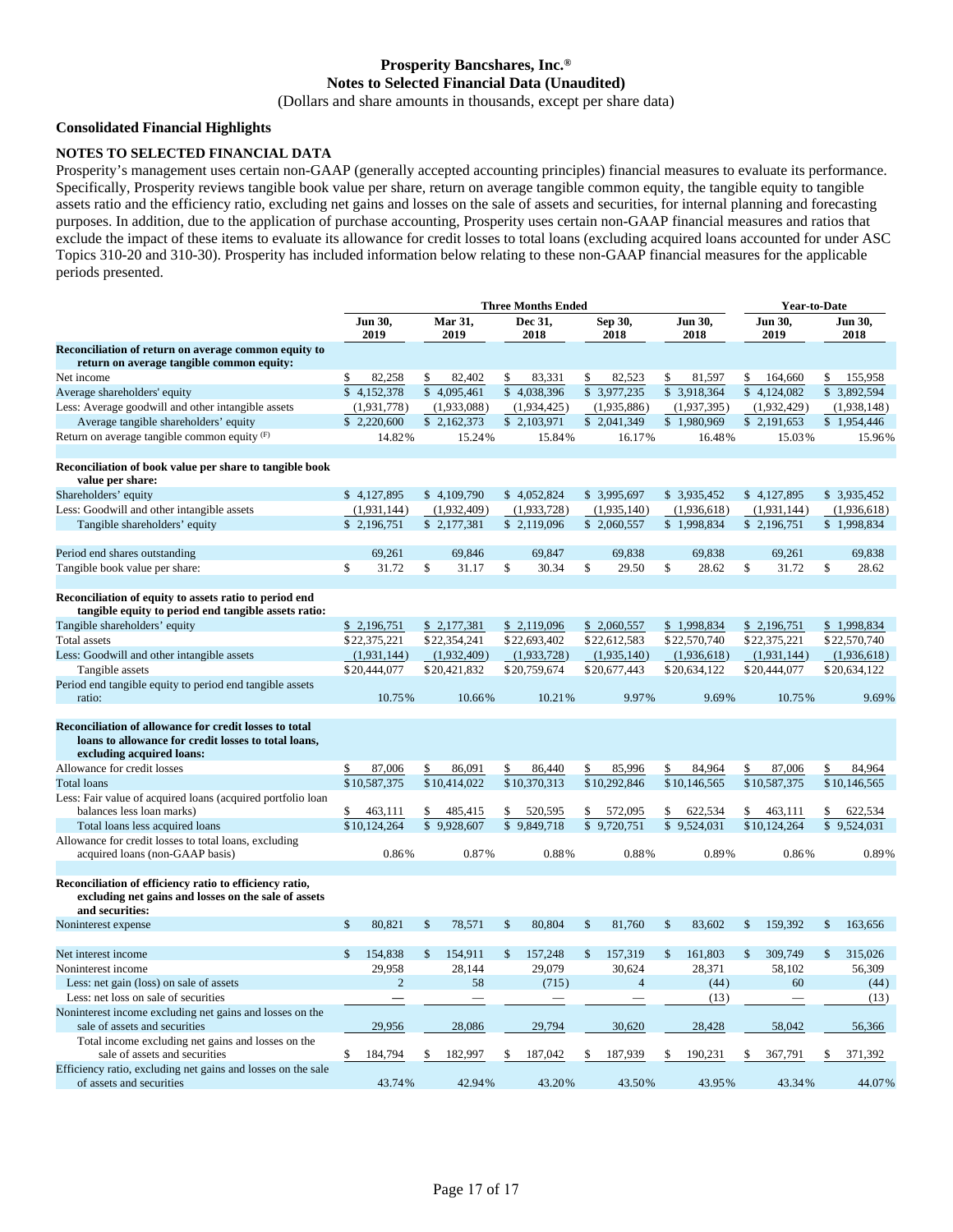# Prosperity Bancshares, Inc.®
## Notes to Selected Financial Data (Unaudited)
(Dollars and share amounts in thousands, except per share data)

**Consolidated Financial Highlights**

**NOTES TO SELECTED FINANCIAL DATA**

Prosperity's management uses certain non-GAAP (generally accepted accounting principles) financial measures to evaluate its performance. Specifically, Prosperity reviews tangible book value per share, return on average tangible common equity, the tangible equity to tangible assets ratio and the efficiency ratio, excluding net gains and losses on the sale of assets and securities, for internal planning and forecasting purposes. In addition, due to the application of purchase accounting, Prosperity uses certain non-GAAP financial measures and ratios that exclude the impact of these items to evaluate its allowance for credit losses to total loans (excluding acquired loans accounted for under ASC Topics 310-20 and 310-30). Prosperity has included information below relating to these non-GAAP financial measures for the applicable periods presented.

| | Three Months Ended | | | | | Year-to-Date | |
|---|---|---|---|---|---|---|---|
| | Jun 30, 2019 | Mar 31, 2019 | Dec 31, 2018 | Sep 30, 2018 | Jun 30, 2018 | Jun 30, 2019 | Jun 30, 2018 |
| **Reconciliation of return on average common equity to return on average tangible common equity:** | | | | | | | |
| Net income | $ 82,258 | $ 82,402 | $ 83,331 | $ 82,523 | $ 81,597 | $ 164,660 | $ 155,958 |
| Average shareholders' equity | $ 4,152,378 | $ 4,095,461 | $ 4,038,396 | $ 3,977,235 | $ 3,918,364 | $ 4,124,082 | $ 3,892,594 |
| Less: Average goodwill and other intangible assets | (1,931,778) | (1,933,088) | (1,934,425) | (1,935,886) | (1,937,395) | (1,932,429) | (1,938,148) |
| Average tangible shareholders' equity | $ 2,220,600 | $ 2,162,373 | $ 2,103,971 | $ 2,041,349 | $ 1,980,969 | $ 2,191,653 | $ 1,954,446 |
| Return on average tangible common equity (F) | 14.82% | 15.24% | 15.84% | 16.17% | 16.48% | 15.03% | 15.96% |
| **Reconciliation of book value per share to tangible book value per share:** | | | | | | | |
| Shareholders' equity | $ 4,127,895 | $ 4,109,790 | $ 4,052,824 | $ 3,995,697 | $ 3,935,452 | $ 4,127,895 | $ 3,935,452 |
| Less: Goodwill and other intangible assets | (1,931,144) | (1,932,409) | (1,933,728) | (1,935,140) | (1,936,618) | (1,931,144) | (1,936,618) |
| Tangible shareholders' equity | $ 2,196,751 | $ 2,177,381 | $ 2,119,096 | $ 2,060,557 | $ 1,998,834 | $ 2,196,751 | $ 1,998,834 |
| Period end shares outstanding | 69,261 | 69,846 | 69,847 | 69,838 | 69,838 | 69,261 | 69,838 |
| Tangible book value per share: | $ 31.72 | $ 31.17 | $ 30.34 | $ 29.50 | $ 28.62 | $ 31.72 | $ 28.62 |
| **Reconciliation of equity to assets ratio to period end tangible equity to period end tangible assets ratio:** | | | | | | | |
| Tangible shareholders' equity | $ 2,196,751 | $ 2,177,381 | $ 2,119,096 | $ 2,060,557 | $ 1,998,834 | $ 2,196,751 | $ 1,998,834 |
| Total assets | $22,375,221 | $22,354,241 | $22,693,402 | $22,612,583 | $22,570,740 | $22,375,221 | $22,570,740 |
| Less: Goodwill and other intangible assets | (1,931,144) | (1,932,409) | (1,933,728) | (1,935,140) | (1,936,618) | (1,931,144) | (1,936,618) |
| Tangible assets | $20,444,077 | $20,421,832 | $20,759,674 | $20,677,443 | $20,634,122 | $20,444,077 | $20,634,122 |
| Period end tangible equity to period end tangible assets ratio: | 10.75% | 10.66% | 10.21% | 9.97% | 9.69% | 10.75% | 9.69% |
| **Reconciliation of allowance for credit losses to total loans to allowance for credit losses to total loans, excluding acquired loans:** | | | | | | | |
| Allowance for credit losses | $ 87,006 | $ 86,091 | $ 86,440 | $ 85,996 | $ 84,964 | $ 87,006 | $ 84,964 |
| Total loans | $10,587,375 | $10,414,022 | $10,370,313 | $10,292,846 | $10,146,565 | $10,587,375 | $10,146,565 |
| Less: Fair value of acquired loans (acquired portfolio loan balances less loan marks) | $ 463,111 | $ 485,415 | $ 520,595 | $ 572,095 | $ 622,534 | $ 463,111 | $ 622,534 |
| Total loans less acquired loans | $10,124,264 | $ 9,928,607 | $ 9,849,718 | $ 9,720,751 | $ 9,524,031 | $10,124,264 | $ 9,524,031 |
| Allowance for credit losses to total loans, excluding acquired loans (non-GAAP basis) | 0.86% | 0.87% | 0.88% | 0.88% | 0.89% | 0.86% | 0.89% |
| **Reconciliation of efficiency ratio to efficiency ratio, excluding net gains and losses on the sale of assets and securities:** | | | | | | | |
| Noninterest expense | $ 80,821 | $ 78,571 | $ 80,804 | $ 81,760 | $ 83,602 | $ 159,392 | $ 163,656 |
| Net interest income | $ 154,838 | $ 154,911 | $ 157,248 | $ 157,319 | $ 161,803 | $ 309,749 | $ 315,026 |
| Noninterest income | 29,958 | 28,144 | 29,079 | 30,624 | 28,371 | 58,102 | 56,309 |
| Less: net gain (loss) on sale of assets | 2 | 58 | (715) | 4 | (44) | 60 | (44) |
| Less: net loss on sale of securities | — | — | — | — | (13) | — | (13) |
| Noninterest income excluding net gains and losses on the sale of assets and securities | 29,956 | 28,086 | 29,794 | 30,620 | 28,428 | 58,042 | 56,366 |
| Total income excluding net gains and losses on the sale of assets and securities | $ 184,794 | $ 182,997 | $ 187,042 | $ 187,939 | $ 190,231 | $ 367,791 | $ 371,392 |
| Efficiency ratio, excluding net gains and losses on the sale of assets and securities | 43.74% | 42.94% | 43.20% | 43.50% | 43.95% | 43.34% | 44.07% |